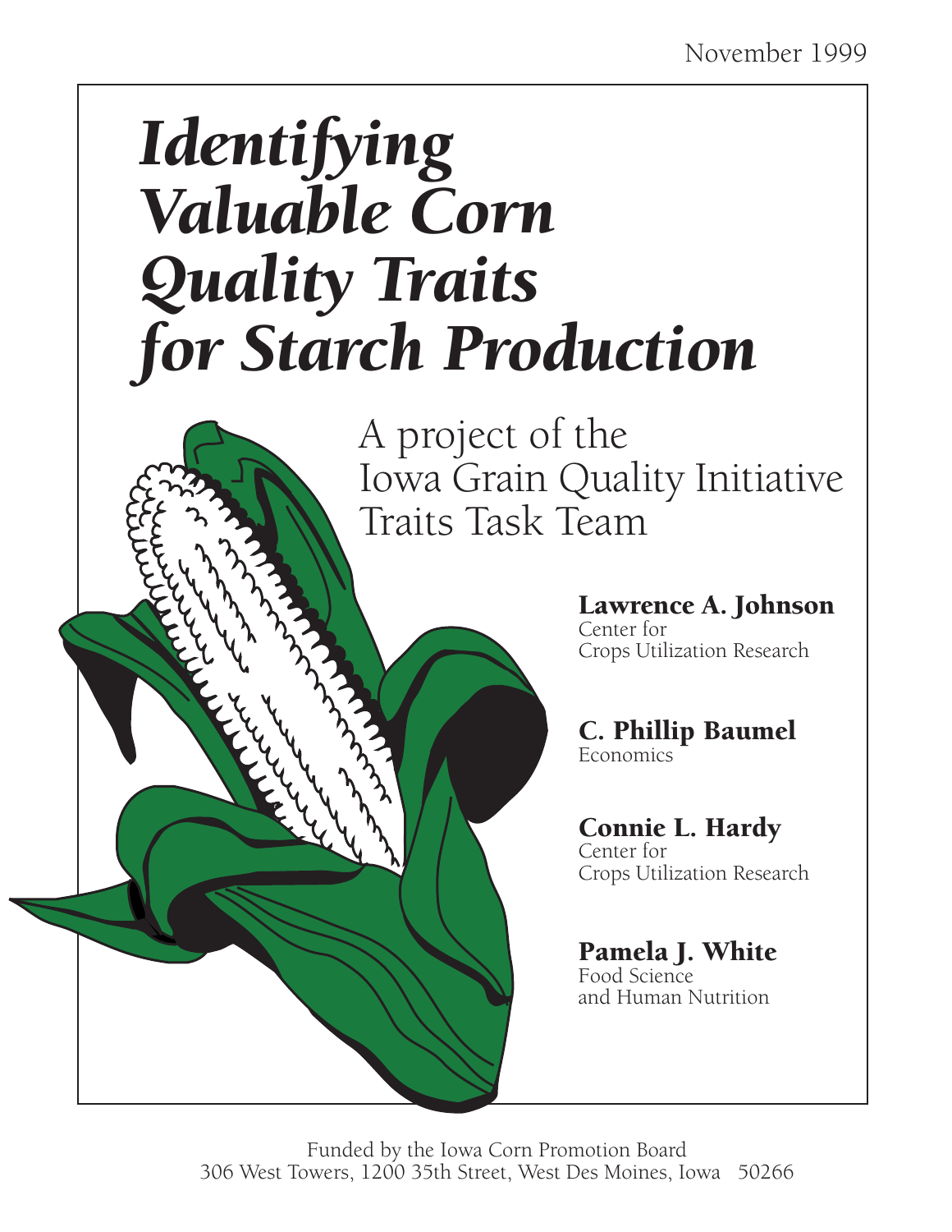November 1999

# *Identifying Valuable Corn Quality Traits for Starch Production*

A project of the
Iowa Grain Quality Initiative
Traits Task Team

**Lawrence A. Johnson**
Center for
Crops Utilization Research

**C. Phillip Baumel**
Economics

**Connie L. Hardy**
Center for
Crops Utilization Research

**Pamela J. White**
Food Science
and Human Nutrition

Funded by the Iowa Corn Promotion Board
306 West Towers, 1200 35th Street, West Des Moines, Iowa 50266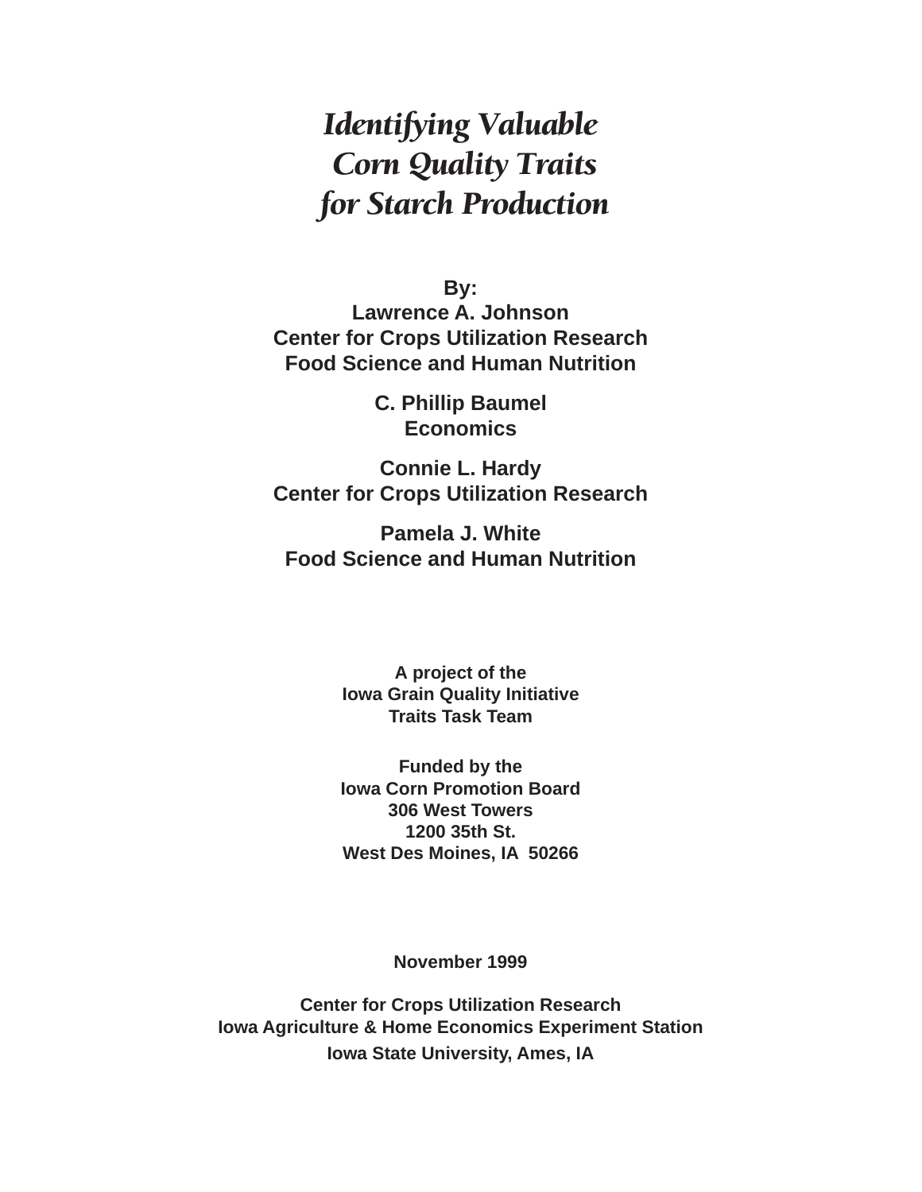# *Identifying Valuable Corn Quality Traits for Starch Production*

**By:**
**Lawrence A. Johnson**
**Center for Crops Utilization Research**
**Food Science and Human Nutrition**

**C. Phillip Baumel**
**Economics**

**Connie L. Hardy**
**Center for Crops Utilization Research**

**Pamela J. White**
**Food Science and Human Nutrition**

**A project of the**
**Iowa Grain Quality Initiative**
**Traits Task Team**

**Funded by the**
**Iowa Corn Promotion Board**
**306 West Towers**
**1200 35th St.**
**West Des Moines, IA 50266**

**November 1999**

**Center for Crops Utilization Research**
**Iowa Agriculture & Home Economics Experiment Station**
**Iowa State University, Ames, IA**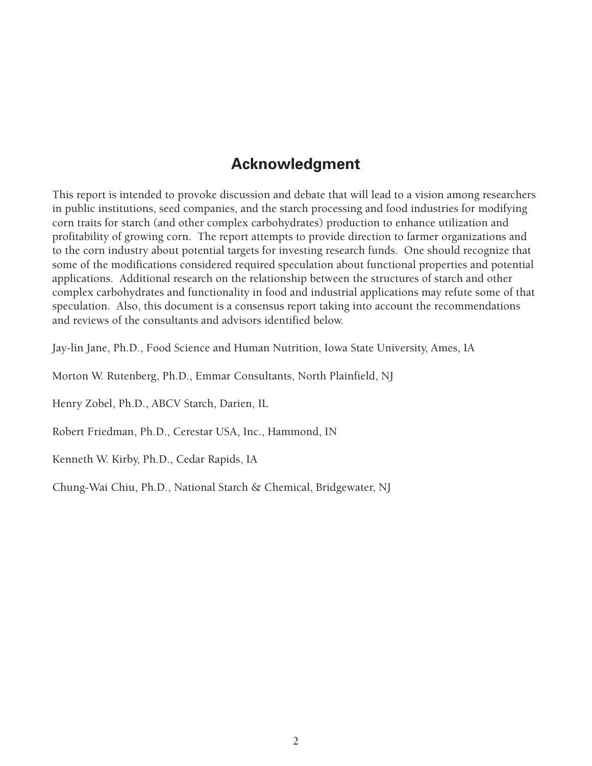## Acknowledgment

This report is intended to provoke discussion and debate that will lead to a vision among researchers in public institutions, seed companies, and the starch processing and food industries for modifying corn traits for starch (and other complex carbohydrates) production to enhance utilization and profitability of growing corn. The report attempts to provide direction to farmer organizations and to the corn industry about potential targets for investing research funds. One should recognize that some of the modifications considered required speculation about functional properties and potential applications. Additional research on the relationship between the structures of starch and other complex carbohydrates and functionality in food and industrial applications may refute some of that speculation. Also, this document is a consensus report taking into account the recommendations and reviews of the consultants and advisors identified below.

Jay-lin Jane, Ph.D., Food Science and Human Nutrition, Iowa State University, Ames, IA

Morton W. Rutenberg, Ph.D., Emmar Consultants, North Plainfield, NJ

Henry Zobel, Ph.D., ABCV Starch, Darien, IL

Robert Friedman, Ph.D., Cerestar USA, Inc., Hammond, IN

Kenneth W. Kirby, Ph.D., Cedar Rapids, IA

Chung-Wai Chiu, Ph.D., National Starch & Chemical, Bridgewater, NJ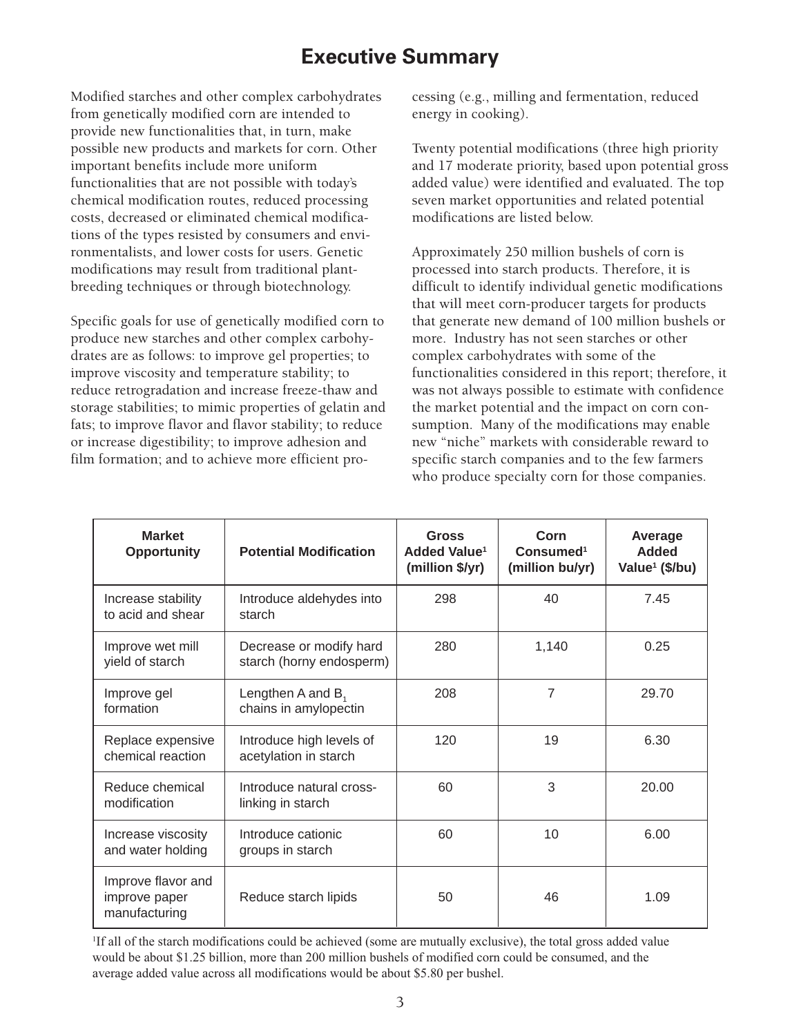# Executive Summary

Modified starches and other complex carbohydrates from genetically modified corn are intended to provide new functionalities that, in turn, make possible new products and markets for corn. Other important benefits include more uniform functionalities that are not possible with today's chemical modification routes, reduced processing costs, decreased or eliminated chemical modifications of the types resisted by consumers and environmentalists, and lower costs for users. Genetic modifications may result from traditional plant-breeding techniques or through biotechnology.

Specific goals for use of genetically modified corn to produce new starches and other complex carbohydrates are as follows: to improve gel properties; to improve viscosity and temperature stability; to reduce retrogradation and increase freeze-thaw and storage stabilities; to mimic properties of gelatin and fats; to improve flavor and flavor stability; to reduce or increase digestibility; to improve adhesion and film formation; and to achieve more efficient processing (e.g., milling and fermentation, reduced energy in cooking).

Twenty potential modifications (three high priority and 17 moderate priority, based upon potential gross added value) were identified and evaluated. The top seven market opportunities and related potential modifications are listed below.

Approximately 250 million bushels of corn is processed into starch products. Therefore, it is difficult to identify individual genetic modifications that will meet corn-producer targets for products that generate new demand of 100 million bushels or more. Industry has not seen starches or other complex carbohydrates with some of the functionalities considered in this report; therefore, it was not always possible to estimate with confidence the market potential and the impact on corn consumption. Many of the modifications may enable new "niche" markets with considerable reward to specific starch companies and to the few farmers who produce specialty corn for those companies.

| Market Opportunity | Potential Modification | Gross Added Value[1] (million $/yr) | Corn Consumed[1] (million bu/yr) | Average Added Value[1] ($/bu) |
|---|---|---|---|---|
| Increase stability to acid and shear | Introduce aldehydes into starch | 298 | 40 | 7.45 |
| Improve wet mill yield of starch | Decrease or modify hard starch (horny endosperm) | 280 | 1,140 | 0.25 |
| Improve gel formation | Lengthen A and $B_1$ chains in amylopectin | 208 | 7 | 29.70 |
| Replace expensive chemical reaction | Introduce high levels of acetylation in starch | 120 | 19 | 6.30 |
| Reduce chemical modification | Introduce natural cross-linking in starch | 60 | 3 | 20.00 |
| Increase viscosity and water holding | Introduce cationic groups in starch | 60 | 10 | 6.00 |
| Improve flavor and improve paper manufacturing | Reduce starch lipids | 50 | 46 | 1.09 |

[1]If all of the starch modifications could be achieved (some are mutually exclusive), the total gross added value would be about $1.25 billion, more than 200 million bushels of modified corn could be consumed, and the average added value across all modifications would be about $5.80 per bushel.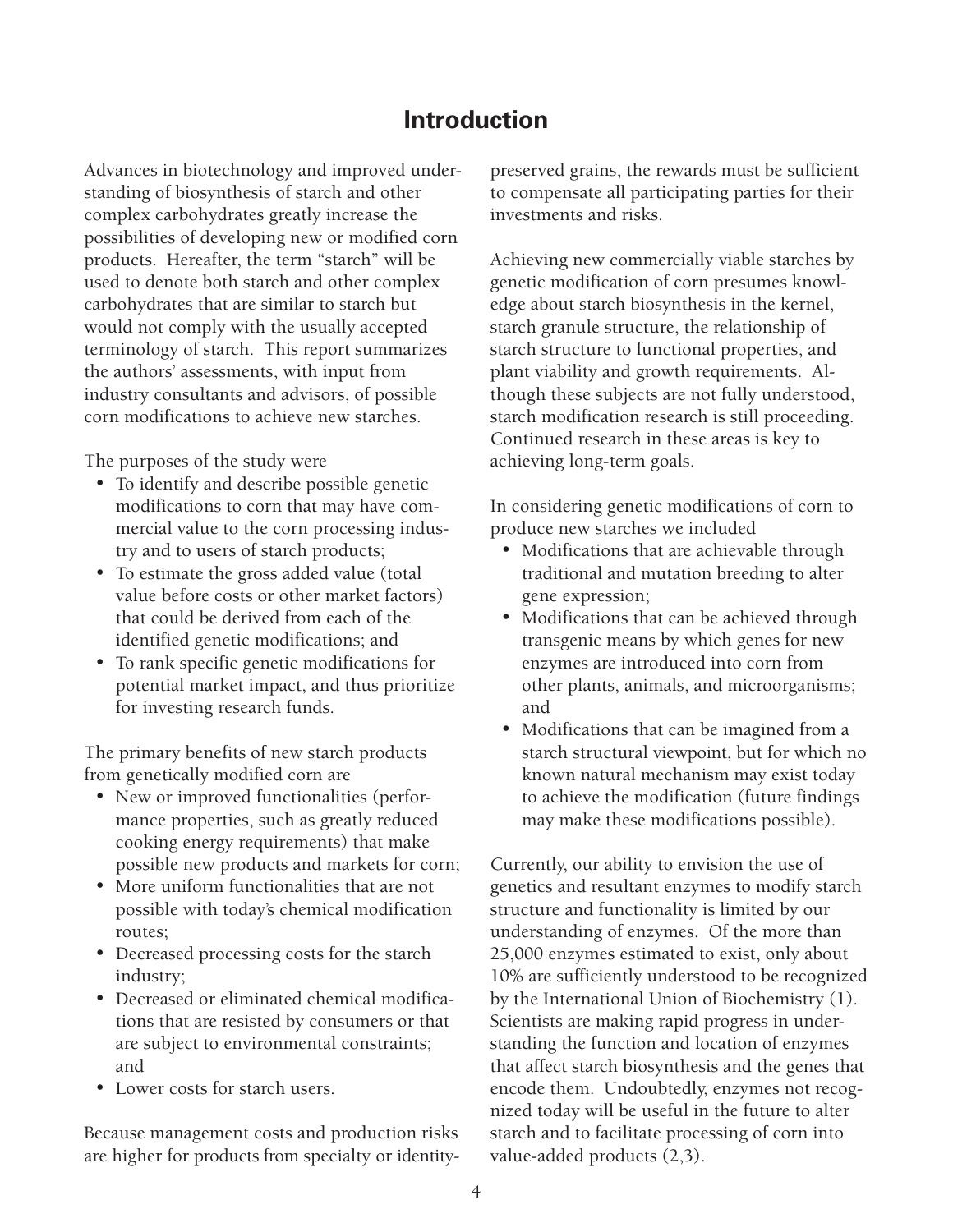# Introduction

Advances in biotechnology and improved understanding of biosynthesis of starch and other complex carbohydrates greatly increase the possibilities of developing new or modified corn products. Hereafter, the term "starch" will be used to denote both starch and other complex carbohydrates that are similar to starch but would not comply with the usually accepted terminology of starch. This report summarizes the authors' assessments, with input from industry consultants and advisors, of possible corn modifications to achieve new starches.

The purposes of the study were

- To identify and describe possible genetic modifications to corn that may have commercial value to the corn processing industry and to users of starch products;
- To estimate the gross added value (total value before costs or other market factors) that could be derived from each of the identified genetic modifications; and
- To rank specific genetic modifications for potential market impact, and thus prioritize for investing research funds.

The primary benefits of new starch products from genetically modified corn are

- New or improved functionalities (performance properties, such as greatly reduced cooking energy requirements) that make possible new products and markets for corn;
- More uniform functionalities that are not possible with today's chemical modification routes;
- Decreased processing costs for the starch industry;
- Decreased or eliminated chemical modifications that are resisted by consumers or that are subject to environmental constraints; and
- Lower costs for starch users.

Because management costs and production risks are higher for products from specialty or identity-preserved grains, the rewards must be sufficient to compensate all participating parties for their investments and risks.

Achieving new commercially viable starches by genetic modification of corn presumes knowledge about starch biosynthesis in the kernel, starch granule structure, the relationship of starch structure to functional properties, and plant viability and growth requirements. Although these subjects are not fully understood, starch modification research is still proceeding. Continued research in these areas is key to achieving long-term goals.

In considering genetic modifications of corn to produce new starches we included

- Modifications that are achievable through traditional and mutation breeding to alter gene expression;
- Modifications that can be achieved through transgenic means by which genes for new enzymes are introduced into corn from other plants, animals, and microorganisms; and
- Modifications that can be imagined from a starch structural viewpoint, but for which no known natural mechanism may exist today to achieve the modification (future findings may make these modifications possible).

Currently, our ability to envision the use of genetics and resultant enzymes to modify starch structure and functionality is limited by our understanding of enzymes. Of the more than 25,000 enzymes estimated to exist, only about 10% are sufficiently understood to be recognized by the International Union of Biochemistry (1). Scientists are making rapid progress in understanding the function and location of enzymes that affect starch biosynthesis and the genes that encode them. Undoubtedly, enzymes not recognized today will be useful in the future to alter starch and to facilitate processing of corn into value-added products (2,3).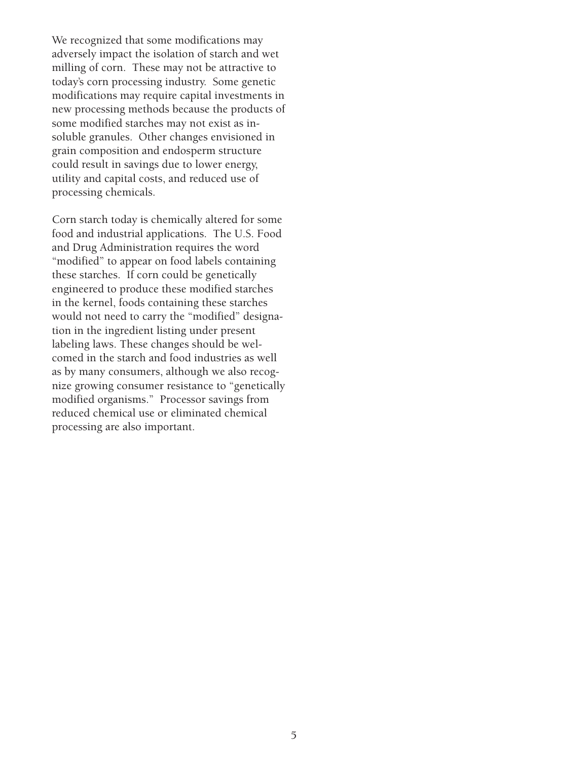We recognized that some modifications may adversely impact the isolation of starch and wet milling of corn. These may not be attractive to today's corn processing industry. Some genetic modifications may require capital investments in new processing methods because the products of some modified starches may not exist as insoluble granules. Other changes envisioned in grain composition and endosperm structure could result in savings due to lower energy, utility and capital costs, and reduced use of processing chemicals.

Corn starch today is chemically altered for some food and industrial applications. The U.S. Food and Drug Administration requires the word "modified" to appear on food labels containing these starches. If corn could be genetically engineered to produce these modified starches in the kernel, foods containing these starches would not need to carry the "modified" designation in the ingredient listing under present labeling laws. These changes should be welcomed in the starch and food industries as well as by many consumers, although we also recognize growing consumer resistance to "genetically modified organisms." Processor savings from reduced chemical use or eliminated chemical processing are also important.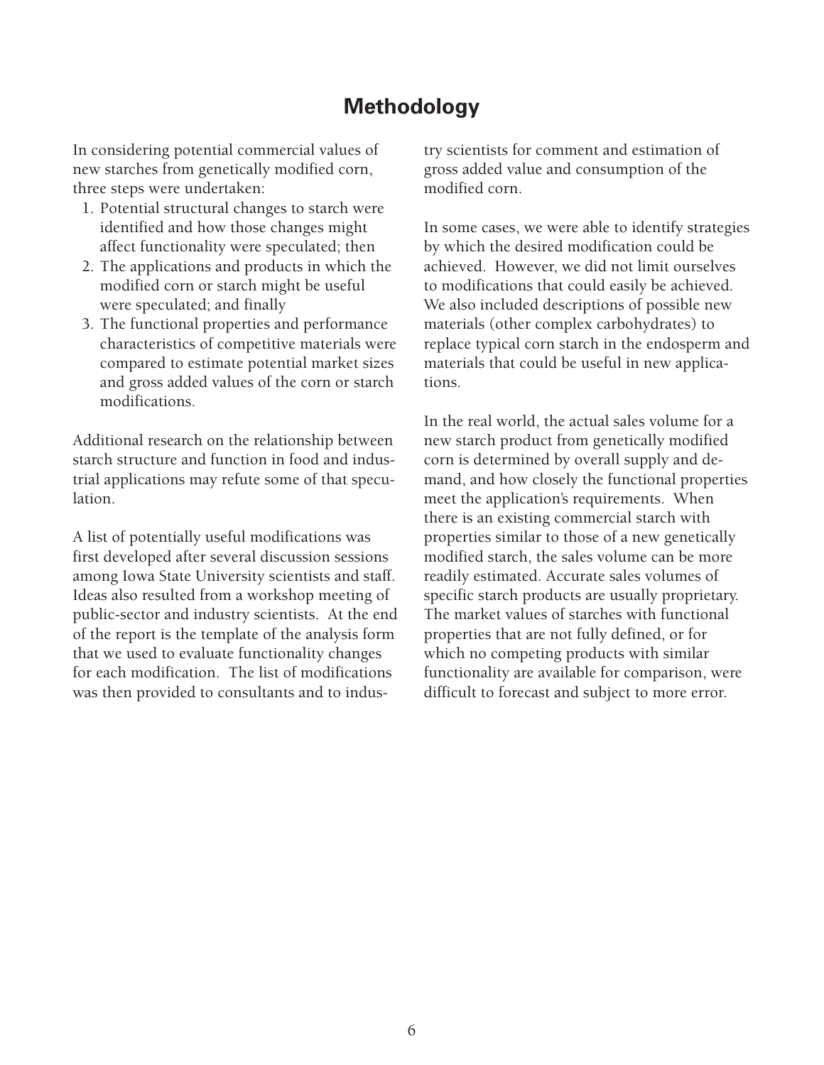## Methodology

In considering potential commercial values of new starches from genetically modified corn, three steps were undertaken:

1. Potential structural changes to starch were identified and how those changes might affect functionality were speculated; then
2. The applications and products in which the modified corn or starch might be useful were speculated; and finally
3. The functional properties and performance characteristics of competitive materials were compared to estimate potential market sizes and gross added values of the corn or starch modifications.

Additional research on the relationship between starch structure and function in food and industrial applications may refute some of that speculation.

A list of potentially useful modifications was first developed after several discussion sessions among Iowa State University scientists and staff. Ideas also resulted from a workshop meeting of public-sector and industry scientists. At the end of the report is the template of the analysis form that we used to evaluate functionality changes for each modification. The list of modifications was then provided to consultants and to industry scientists for comment and estimation of gross added value and consumption of the modified corn.

In some cases, we were able to identify strategies by which the desired modification could be achieved. However, we did not limit ourselves to modifications that could easily be achieved. We also included descriptions of possible new materials (other complex carbohydrates) to replace typical corn starch in the endosperm and materials that could be useful in new applications.

In the real world, the actual sales volume for a new starch product from genetically modified corn is determined by overall supply and demand, and how closely the functional properties meet the application's requirements. When there is an existing commercial starch with properties similar to those of a new genetically modified starch, the sales volume can be more readily estimated. Accurate sales volumes of specific starch products are usually proprietary. The market values of starches with functional properties that are not fully defined, or for which no competing products with similar functionality are available for comparison, were difficult to forecast and subject to more error.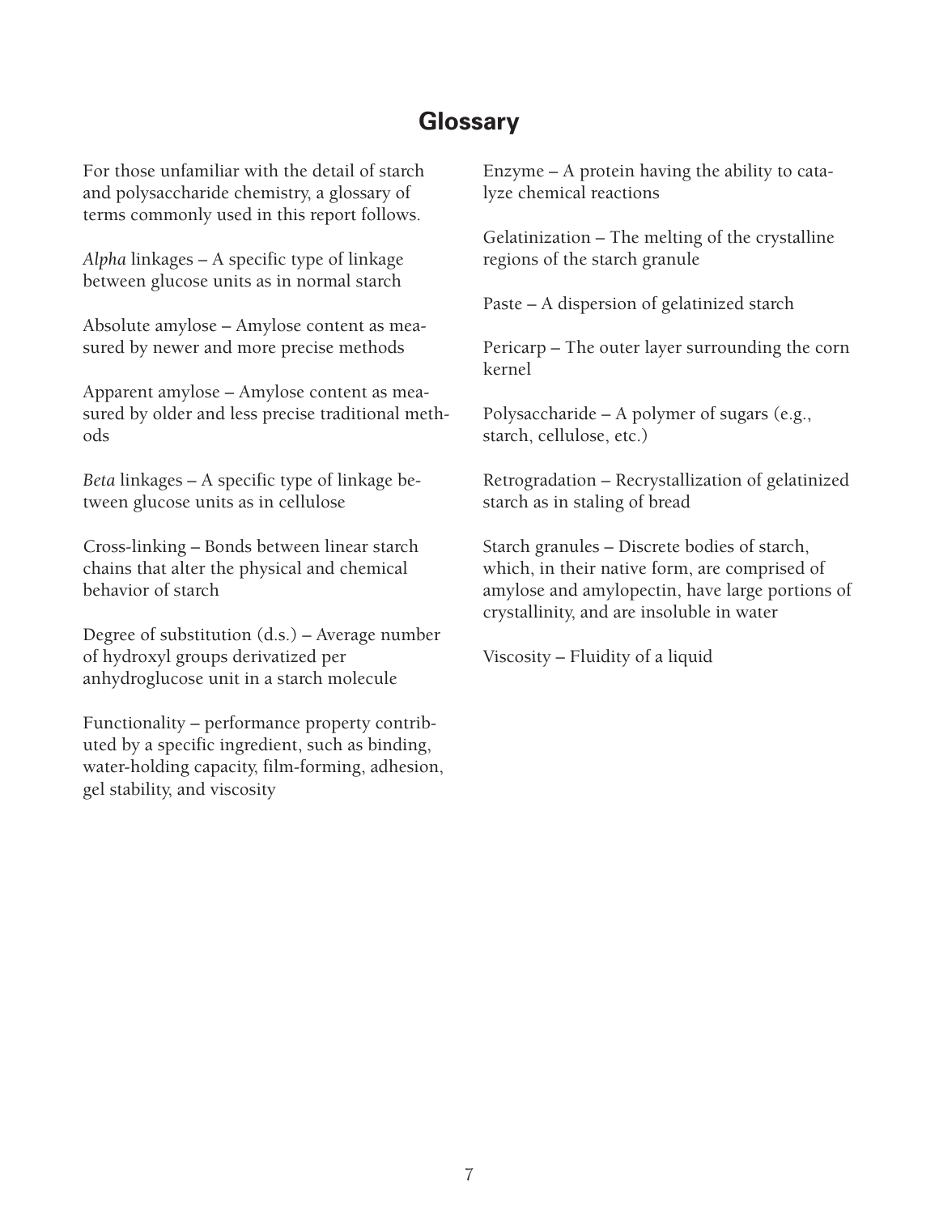## Glossary

For those unfamiliar with the detail of starch and polysaccharide chemistry, a glossary of terms commonly used in this report follows.

*Alpha* linkages – A specific type of linkage between glucose units as in normal starch

Absolute amylose – Amylose content as measured by newer and more precise methods

Apparent amylose – Amylose content as measured by older and less precise traditional methods

*Beta* linkages – A specific type of linkage between glucose units as in cellulose

Cross-linking – Bonds between linear starch chains that alter the physical and chemical behavior of starch

Degree of substitution (d.s.) – Average number of hydroxyl groups derivatized per anhydroglucose unit in a starch molecule

Functionality – performance property contributed by a specific ingredient, such as binding, water-holding capacity, film-forming, adhesion, gel stability, and viscosity

Enzyme – A protein having the ability to catalyze chemical reactions

Gelatinization – The melting of the crystalline regions of the starch granule

Paste – A dispersion of gelatinized starch

Pericarp – The outer layer surrounding the corn kernel

Polysaccharide – A polymer of sugars (e.g., starch, cellulose, etc.)

Retrogradation – Recrystallization of gelatinized starch as in staling of bread

Starch granules – Discrete bodies of starch, which, in their native form, are comprised of amylose and amylopectin, have large portions of crystallinity, and are insoluble in water

Viscosity – Fluidity of a liquid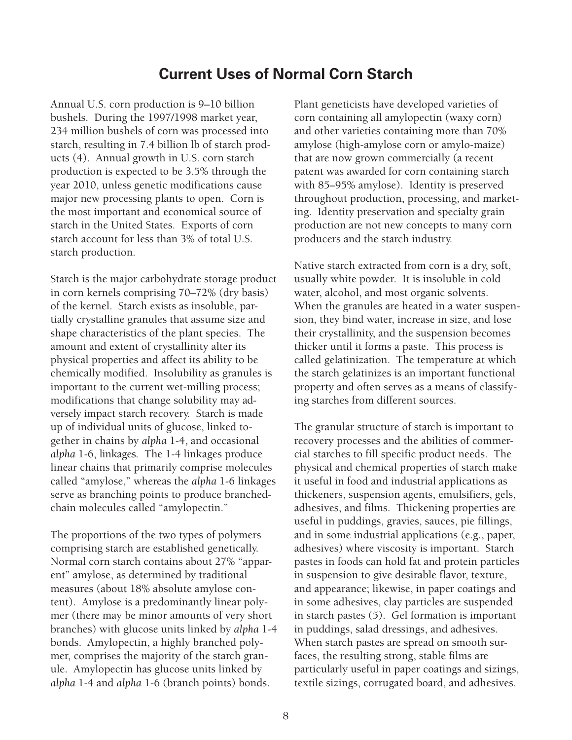## Current Uses of Normal Corn Starch

Annual U.S. corn production is 9–10 billion bushels. During the 1997/1998 market year, 234 million bushels of corn was processed into starch, resulting in 7.4 billion lb of starch products (4). Annual growth in U.S. corn starch production is expected to be 3.5% through the year 2010, unless genetic modifications cause major new processing plants to open. Corn is the most important and economical source of starch in the United States. Exports of corn starch account for less than 3% of total U.S. starch production.

Starch is the major carbohydrate storage product in corn kernels comprising 70–72% (dry basis) of the kernel. Starch exists as insoluble, partially crystalline granules that assume size and shape characteristics of the plant species. The amount and extent of crystallinity alter its physical properties and affect its ability to be chemically modified. Insolubility as granules is important to the current wet-milling process; modifications that change solubility may adversely impact starch recovery. Starch is made up of individual units of glucose, linked together in chains by *alpha* 1-4, and occasional *alpha* 1-6, linkages. The 1-4 linkages produce linear chains that primarily comprise molecules called "amylose," whereas the *alpha* 1-6 linkages serve as branching points to produce branched-chain molecules called "amylopectin."

The proportions of the two types of polymers comprising starch are established genetically. Normal corn starch contains about 27% "apparent" amylose, as determined by traditional measures (about 18% absolute amylose content). Amylose is a predominantly linear polymer (there may be minor amounts of very short branches) with glucose units linked by *alpha* 1-4 bonds. Amylopectin, a highly branched polymer, comprises the majority of the starch granule. Amylopectin has glucose units linked by *alpha* 1-4 and *alpha* 1-6 (branch points) bonds.

Plant geneticists have developed varieties of corn containing all amylopectin (waxy corn) and other varieties containing more than 70% amylose (high-amylose corn or amylo-maize) that are now grown commercially (a recent patent was awarded for corn containing starch with 85–95% amylose). Identity is preserved throughout production, processing, and marketing. Identity preservation and specialty grain production are not new concepts to many corn producers and the starch industry.

Native starch extracted from corn is a dry, soft, usually white powder. It is insoluble in cold water, alcohol, and most organic solvents. When the granules are heated in a water suspension, they bind water, increase in size, and lose their crystallinity, and the suspension becomes thicker until it forms a paste. This process is called gelatinization. The temperature at which the starch gelatinizes is an important functional property and often serves as a means of classifying starches from different sources.

The granular structure of starch is important to recovery processes and the abilities of commercial starches to fill specific product needs. The physical and chemical properties of starch make it useful in food and industrial applications as thickeners, suspension agents, emulsifiers, gels, adhesives, and films. Thickening properties are useful in puddings, gravies, sauces, pie fillings, and in some industrial applications (e.g., paper, adhesives) where viscosity is important. Starch pastes in foods can hold fat and protein particles in suspension to give desirable flavor, texture, and appearance; likewise, in paper coatings and in some adhesives, clay particles are suspended in starch pastes (5). Gel formation is important in puddings, salad dressings, and adhesives. When starch pastes are spread on smooth surfaces, the resulting strong, stable films are particularly useful in paper coatings and sizings, textile sizings, corrugated board, and adhesives.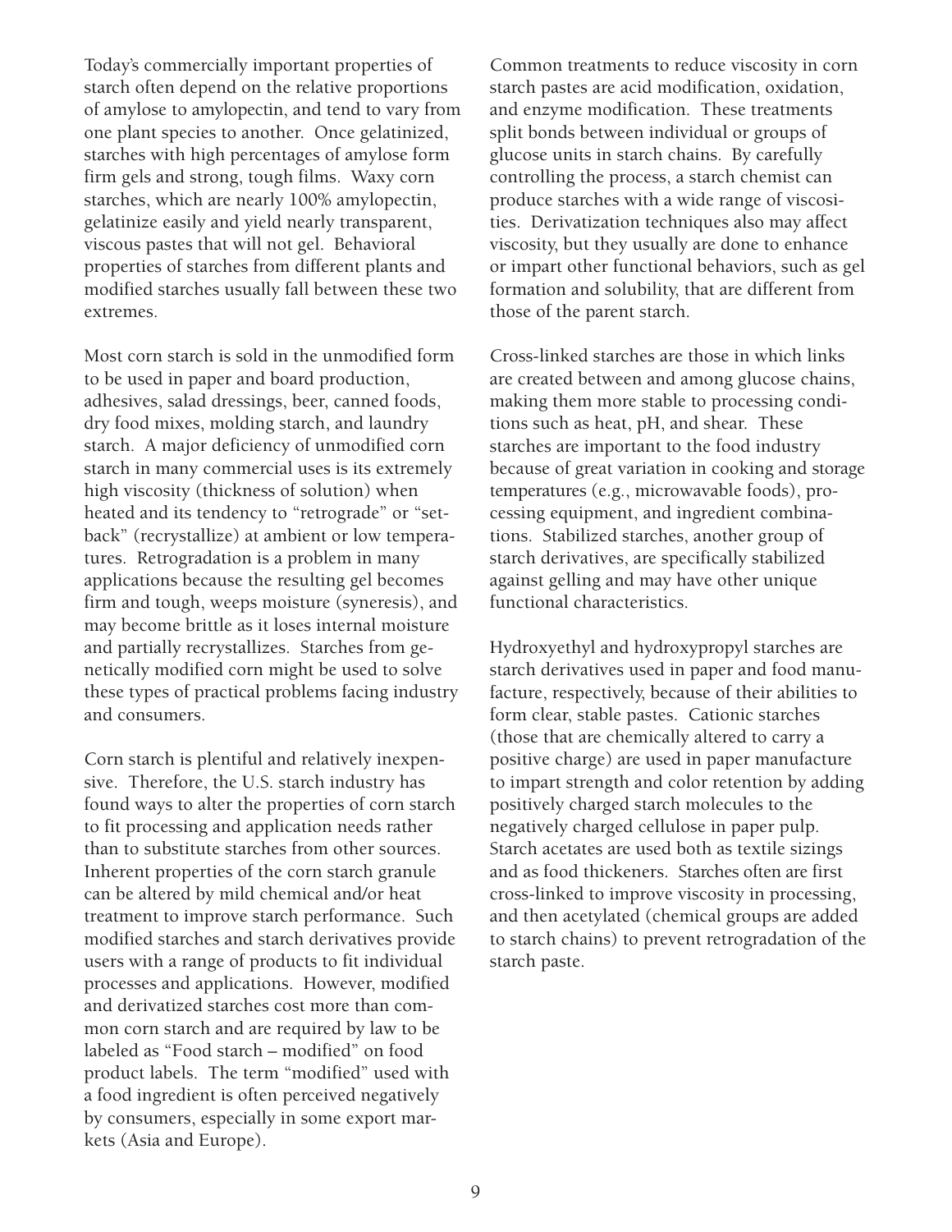Today's commercially important properties of starch often depend on the relative proportions of amylose to amylopectin, and tend to vary from one plant species to another. Once gelatinized, starches with high percentages of amylose form firm gels and strong, tough films. Waxy corn starches, which are nearly 100% amylopectin, gelatinize easily and yield nearly transparent, viscous pastes that will not gel. Behavioral properties of starches from different plants and modified starches usually fall between these two extremes.

Most corn starch is sold in the unmodified form to be used in paper and board production, adhesives, salad dressings, beer, canned foods, dry food mixes, molding starch, and laundry starch. A major deficiency of unmodified corn starch in many commercial uses is its extremely high viscosity (thickness of solution) when heated and its tendency to "retrograde" or "set-back" (recrystallize) at ambient or low temperatures. Retrogradation is a problem in many applications because the resulting gel becomes firm and tough, weeps moisture (syneresis), and may become brittle as it loses internal moisture and partially recrystallizes. Starches from genetically modified corn might be used to solve these types of practical problems facing industry and consumers.

Corn starch is plentiful and relatively inexpensive. Therefore, the U.S. starch industry has found ways to alter the properties of corn starch to fit processing and application needs rather than to substitute starches from other sources. Inherent properties of the corn starch granule can be altered by mild chemical and/or heat treatment to improve starch performance. Such modified starches and starch derivatives provide users with a range of products to fit individual processes and applications. However, modified and derivatized starches cost more than common corn starch and are required by law to be labeled as "Food starch – modified" on food product labels. The term "modified" used with a food ingredient is often perceived negatively by consumers, especially in some export markets (Asia and Europe).

Common treatments to reduce viscosity in corn starch pastes are acid modification, oxidation, and enzyme modification. These treatments split bonds between individual or groups of glucose units in starch chains. By carefully controlling the process, a starch chemist can produce starches with a wide range of viscosities. Derivatization techniques also may affect viscosity, but they usually are done to enhance or impart other functional behaviors, such as gel formation and solubility, that are different from those of the parent starch.

Cross-linked starches are those in which links are created between and among glucose chains, making them more stable to processing conditions such as heat, pH, and shear. These starches are important to the food industry because of great variation in cooking and storage temperatures (e.g., microwavable foods), processing equipment, and ingredient combinations. Stabilized starches, another group of starch derivatives, are specifically stabilized against gelling and may have other unique functional characteristics.

Hydroxyethyl and hydroxypropyl starches are starch derivatives used in paper and food manufacture, respectively, because of their abilities to form clear, stable pastes. Cationic starches (those that are chemically altered to carry a positive charge) are used in paper manufacture to impart strength and color retention by adding positively charged starch molecules to the negatively charged cellulose in paper pulp. Starch acetates are used both as textile sizings and as food thickeners. Starches often are first cross-linked to improve viscosity in processing, and then acetylated (chemical groups are added to starch chains) to prevent retrogradation of the starch paste.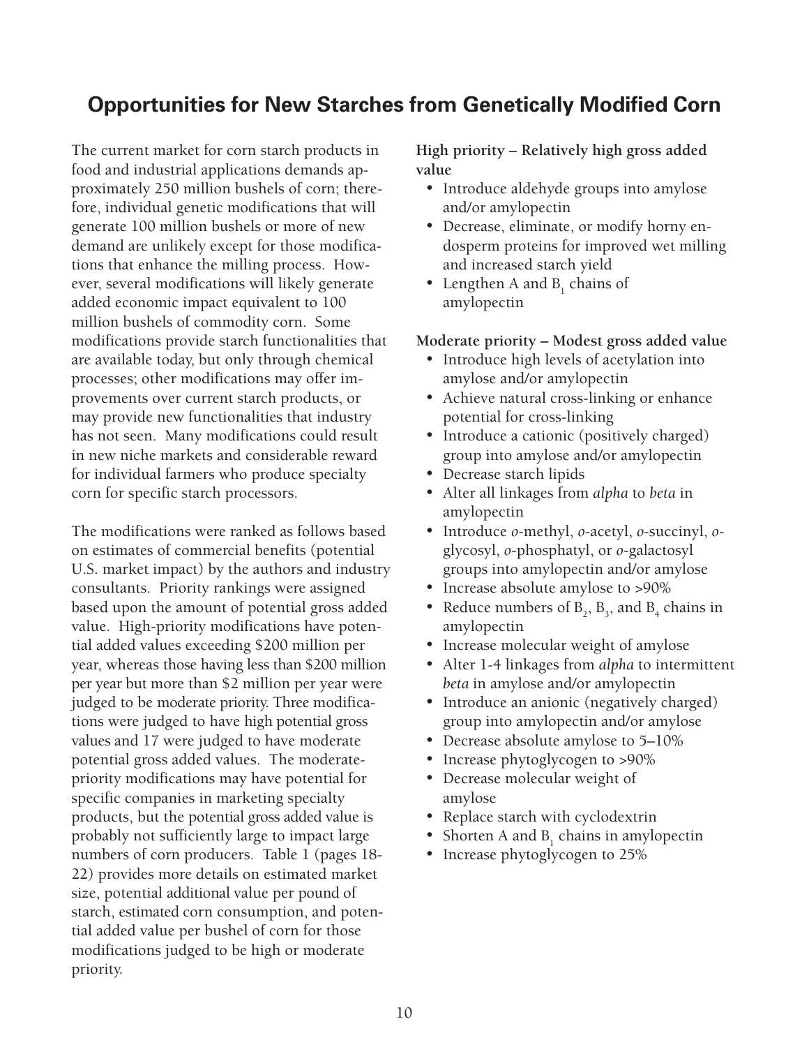## Opportunities for New Starches from Genetically Modified Corn

The current market for corn starch products in food and industrial applications demands approximately 250 million bushels of corn; therefore, individual genetic modifications that will generate 100 million bushels or more of new demand are unlikely except for those modifications that enhance the milling process. However, several modifications will likely generate added economic impact equivalent to 100 million bushels of commodity corn. Some modifications provide starch functionalities that are available today, but only through chemical processes; other modifications may offer improvements over current starch products, or may provide new functionalities that industry has not seen. Many modifications could result in new niche markets and considerable reward for individual farmers who produce specialty corn for specific starch processors.

The modifications were ranked as follows based on estimates of commercial benefits (potential U.S. market impact) by the authors and industry consultants. Priority rankings were assigned based upon the amount of potential gross added value. High-priority modifications have potential added values exceeding $200 million per year, whereas those having less than $200 million per year but more than $2 million per year were judged to be moderate priority. Three modifications were judged to have high potential gross values and 17 were judged to have moderate potential gross added values. The moderate-priority modifications may have potential for specific companies in marketing specialty products, but the potential gross added value is probably not sufficiently large to impact large numbers of corn producers. Table 1 (pages 18-22) provides more details on estimated market size, potential additional value per pound of starch, estimated corn consumption, and potential added value per bushel of corn for those modifications judged to be high or moderate priority.

**High priority – Relatively high gross added value**

- Introduce aldehyde groups into amylose and/or amylopectin
- Decrease, eliminate, or modify horny endosperm proteins for improved wet milling and increased starch yield
- Lengthen A and $B_1$ chains of amylopectin

**Moderate priority – Modest gross added value**

- Introduce high levels of acetylation into amylose and/or amylopectin
- Achieve natural cross-linking or enhance potential for cross-linking
- Introduce a cationic (positively charged) group into amylose and/or amylopectin
- Decrease starch lipids
- Alter all linkages from *alpha* to *beta* in amylopectin
- Introduce *o*-methyl, *o*-acetyl, *o*-succinyl, *o*-glycosyl, *o*-phosphatyl, or *o*-galactosyl groups into amylopectin and/or amylose
- Increase absolute amylose to >90%
- Reduce numbers of $B_2$, $B_3$, and $B_4$ chains in amylopectin
- Increase molecular weight of amylose
- Alter 1-4 linkages from *alpha* to intermittent *beta* in amylose and/or amylopectin
- Introduce an anionic (negatively charged) group into amylopectin and/or amylose
- Decrease absolute amylose to 5–10%
- Increase phytoglycogen to >90%
- Decrease molecular weight of amylose
- Replace starch with cyclodextrin
- Shorten A and $B_1$ chains in amylopectin
- Increase phytoglycogen to 25%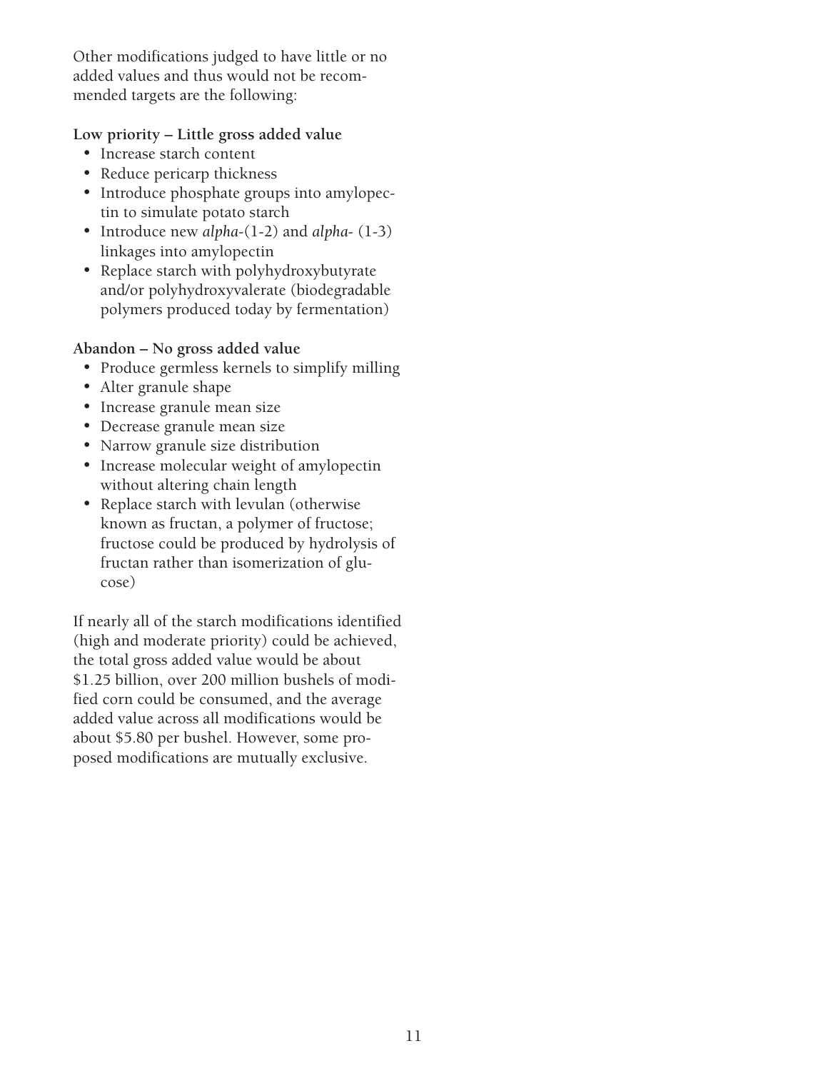Other modifications judged to have little or no added values and thus would not be recommended targets are the following:

**Low priority – Little gross added value**

- Increase starch content
- Reduce pericarp thickness
- Introduce phosphate groups into amylopectin to simulate potato starch
- Introduce new *alpha*-(1-2) and *alpha*- (1-3) linkages into amylopectin
- Replace starch with polyhydroxybutyrate and/or polyhydroxyvalerate (biodegradable polymers produced today by fermentation)

**Abandon – No gross added value**

- Produce germless kernels to simplify milling
- Alter granule shape
- Increase granule mean size
- Decrease granule mean size
- Narrow granule size distribution
- Increase molecular weight of amylopectin without altering chain length
- Replace starch with levulan (otherwise known as fructan, a polymer of fructose; fructose could be produced by hydrolysis of fructan rather than isomerization of glucose)

If nearly all of the starch modifications identified (high and moderate priority) could be achieved, the total gross added value would be about $1.25 billion, over 200 million bushels of modified corn could be consumed, and the average added value across all modifications would be about $5.80 per bushel. However, some proposed modifications are mutually exclusive.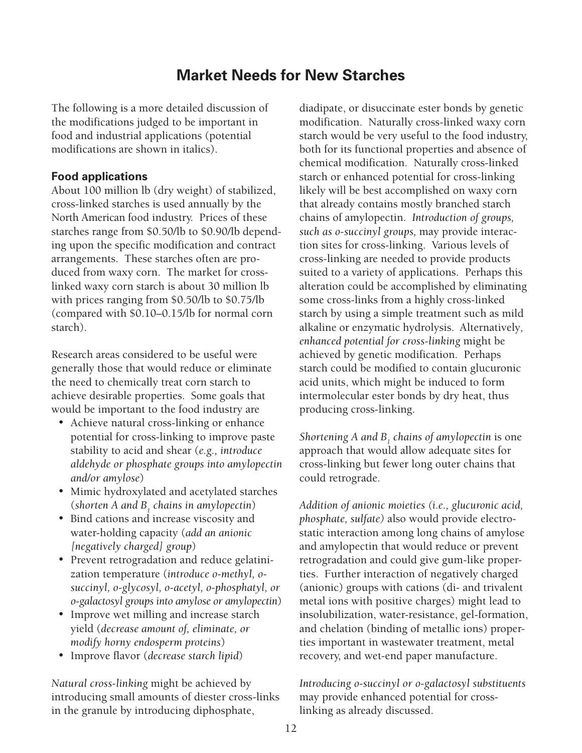# Market Needs for New Starches

The following is a more detailed discussion of the modifications judged to be important in food and industrial applications (potential modifications are shown in italics).

## Food applications

About 100 million lb (dry weight) of stabilized, cross-linked starches is used annually by the North American food industry. Prices of these starches range from \$0.50/lb to \$0.90/lb depending upon the specific modification and contract arrangements. These starches often are produced from waxy corn. The market for cross-linked waxy corn starch is about 30 million lb with prices ranging from \$0.50/lb to \$0.75/lb (compared with \$0.10–0.15/lb for normal corn starch).

Research areas considered to be useful were generally those that would reduce or eliminate the need to chemically treat corn starch to achieve desirable properties. Some goals that would be important to the food industry are

- Achieve natural cross-linking or enhance potential for cross-linking to improve paste stability to acid and shear (*e.g., introduce aldehyde or phosphate groups into amylopectin and/or amylose*)
- Mimic hydroxylated and acetylated starches (*shorten A and $B_1$ chains in amylopectin*)
- Bind cations and increase viscosity and water-holding capacity (*add an anionic [negatively charged] group*)
- Prevent retrogradation and reduce gelatinization temperature (*introduce o-methyl, o-succinyl, o-glycosyl, o-acetyl, o-phosphatyl, or o-galactosyl groups into amylose or amylopectin*)
- Improve wet milling and increase starch yield (*decrease amount of, eliminate, or modify horny endosperm proteins*)
- Improve flavor (*decrease starch lipid*)

*Natural cross-linking* might be achieved by introducing small amounts of diester cross-links in the granule by introducing diphosphate, diadipate, or disuccinate ester bonds by genetic modification. Naturally cross-linked waxy corn starch would be very useful to the food industry, both for its functional properties and absence of chemical modification. Naturally cross-linked starch or enhanced potential for cross-linking likely will be best accomplished on waxy corn that already contains mostly branched starch chains of amylopectin. *Introduction of groups, such as o-succinyl groups,* may provide interaction sites for cross-linking. Various levels of cross-linking are needed to provide products suited to a variety of applications. Perhaps this alteration could be accomplished by eliminating some cross-links from a highly cross-linked starch by using a simple treatment such as mild alkaline or enzymatic hydrolysis. Alternatively, *enhanced potential for cross-linking* might be achieved by genetic modification. Perhaps starch could be modified to contain glucuronic acid units, which might be induced to form intermolecular ester bonds by dry heat, thus producing cross-linking.

*Shortening A and $B_1$ chains of amylopectin* is one approach that would allow adequate sites for cross-linking but fewer long outer chains that could retrograde.

*Addition of anionic moieties (i.e., glucuronic acid, phosphate, sulfate)* also would provide electrostatic interaction among long chains of amylose and amylopectin that would reduce or prevent retrogradation and could give gum-like properties. Further interaction of negatively charged (anionic) groups with cations (di- and trivalent metal ions with positive charges) might lead to insolubilization, water-resistance, gel-formation, and chelation (binding of metallic ions) properties important in wastewater treatment, metal recovery, and wet-end paper manufacture.

*Introducing o-succinyl or o-galactosyl substituents* may provide enhanced potential for cross-linking as already discussed.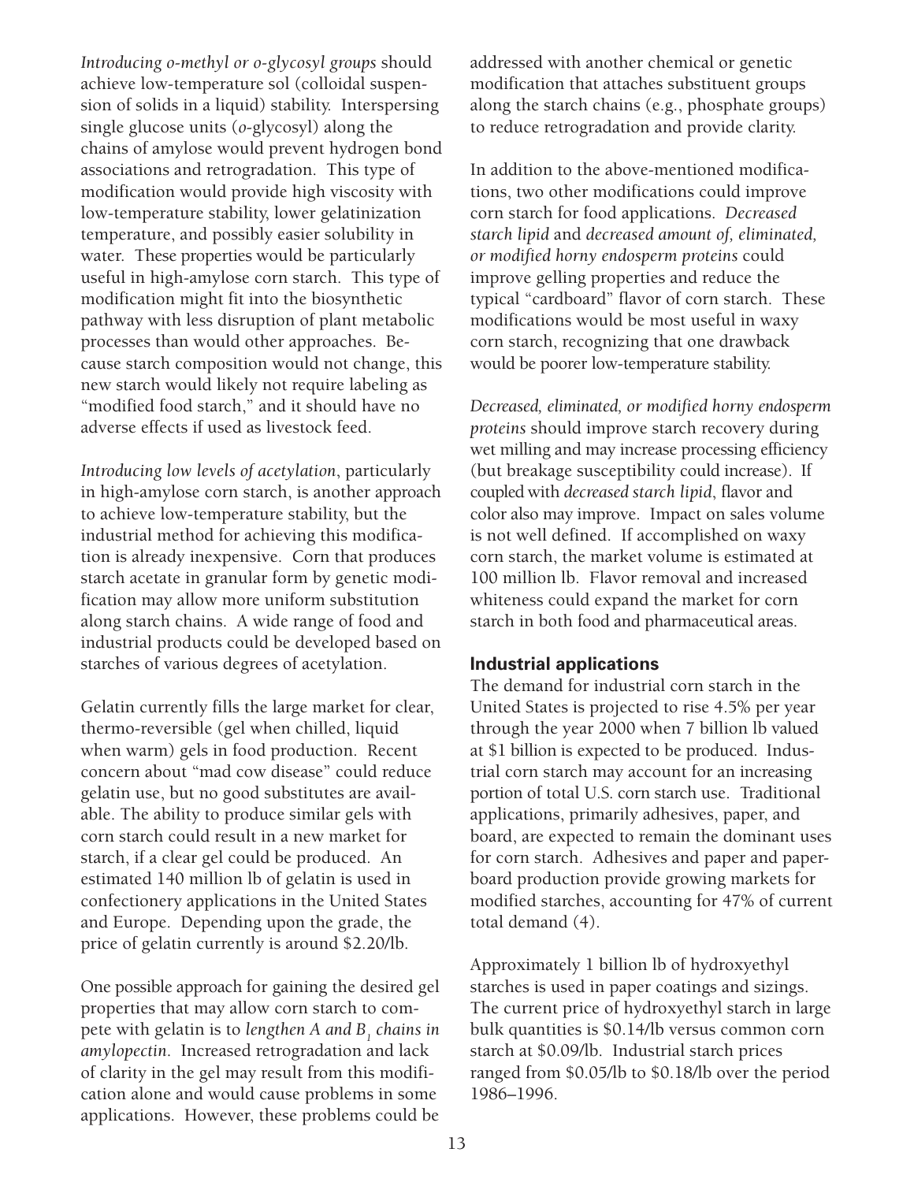*Introducing o-methyl or o-glycosyl groups* should achieve low-temperature sol (colloidal suspension of solids in a liquid) stability. Interspersing single glucose units (*o*-glycosyl) along the chains of amylose would prevent hydrogen bond associations and retrogradation. This type of modification would provide high viscosity with low-temperature stability, lower gelatinization temperature, and possibly easier solubility in water. These properties would be particularly useful in high-amylose corn starch. This type of modification might fit into the biosynthetic pathway with less disruption of plant metabolic processes than would other approaches. Because starch composition would not change, this new starch would likely not require labeling as "modified food starch," and it should have no adverse effects if used as livestock feed.

*Introducing low levels of acetylation*, particularly in high-amylose corn starch, is another approach to achieve low-temperature stability, but the industrial method for achieving this modification is already inexpensive. Corn that produces starch acetate in granular form by genetic modification may allow more uniform substitution along starch chains. A wide range of food and industrial products could be developed based on starches of various degrees of acetylation.

Gelatin currently fills the large market for clear, thermo-reversible (gel when chilled, liquid when warm) gels in food production. Recent concern about "mad cow disease" could reduce gelatin use, but no good substitutes are available. The ability to produce similar gels with corn starch could result in a new market for starch, if a clear gel could be produced. An estimated 140 million lb of gelatin is used in confectionery applications in the United States and Europe. Depending upon the grade, the price of gelatin currently is around $2.20/lb.

One possible approach for gaining the desired gel properties that may allow corn starch to compete with gelatin is to *lengthen A and $B_1$ chains in amylopectin*. Increased retrogradation and lack of clarity in the gel may result from this modification alone and would cause problems in some applications. However, these problems could be addressed with another chemical or genetic modification that attaches substituent groups along the starch chains (e.g., phosphate groups) to reduce retrogradation and provide clarity.

In addition to the above-mentioned modifications, two other modifications could improve corn starch for food applications. *Decreased starch lipid* and *decreased amount of, eliminated, or modified horny endosperm proteins* could improve gelling properties and reduce the typical "cardboard" flavor of corn starch. These modifications would be most useful in waxy corn starch, recognizing that one drawback would be poorer low-temperature stability.

*Decreased, eliminated, or modified horny endosperm proteins* should improve starch recovery during wet milling and may increase processing efficiency (but breakage susceptibility could increase). If coupled with *decreased starch lipid*, flavor and color also may improve. Impact on sales volume is not well defined. If accomplished on waxy corn starch, the market volume is estimated at 100 million lb. Flavor removal and increased whiteness could expand the market for corn starch in both food and pharmaceutical areas.

### Industrial applications

The demand for industrial corn starch in the United States is projected to rise 4.5% per year through the year 2000 when 7 billion lb valued at $1 billion is expected to be produced. Industrial corn starch may account for an increasing portion of total U.S. corn starch use. Traditional applications, primarily adhesives, paper, and board, are expected to remain the dominant uses for corn starch. Adhesives and paper and paperboard production provide growing markets for modified starches, accounting for 47% of current total demand (4).

Approximately 1 billion lb of hydroxyethyl starches is used in paper coatings and sizings. The current price of hydroxyethyl starch in large bulk quantities is $0.14/lb versus common corn starch at $0.09/lb. Industrial starch prices ranged from $0.05/lb to $0.18/lb over the period 1986–1996.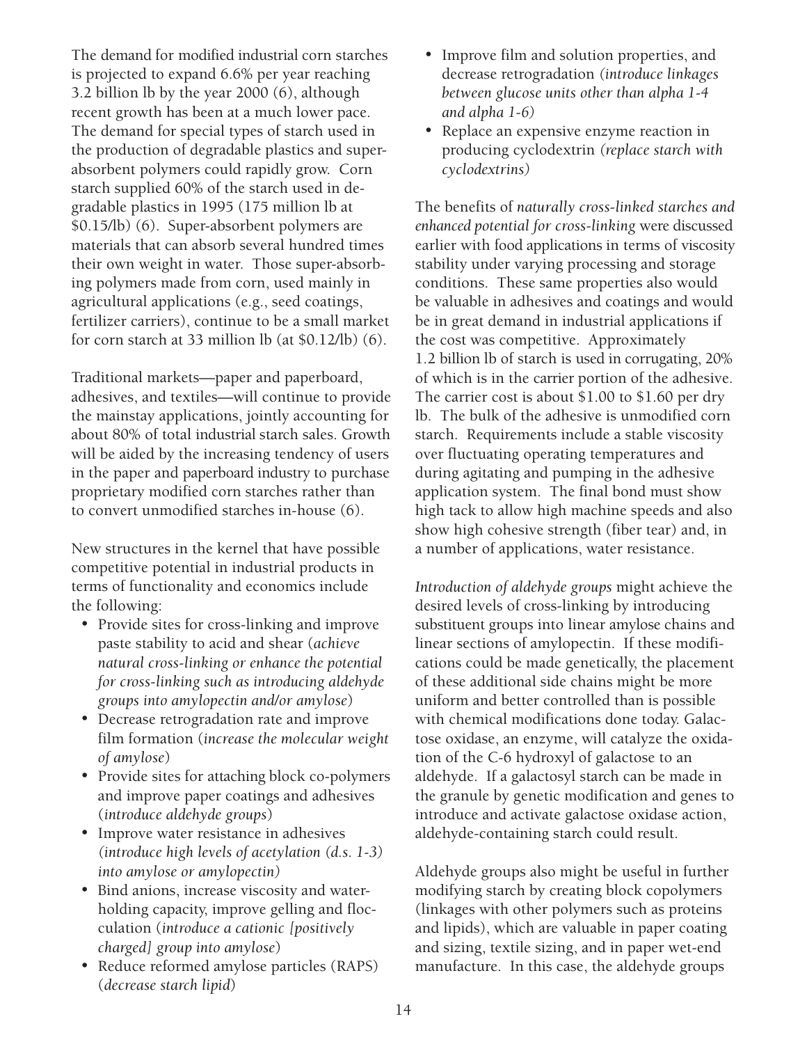The demand for modified industrial corn starches is projected to expand 6.6% per year reaching 3.2 billion lb by the year 2000 (6), although recent growth has been at a much lower pace. The demand for special types of starch used in the production of degradable plastics and super-absorbent polymers could rapidly grow. Corn starch supplied 60% of the starch used in degradable plastics in 1995 (175 million lb at $0.15/lb) (6). Super-absorbent polymers are materials that can absorb several hundred times their own weight in water. Those super-absorbing polymers made from corn, used mainly in agricultural applications (e.g., seed coatings, fertilizer carriers), continue to be a small market for corn starch at 33 million lb (at $0.12/lb) (6).

Traditional markets—paper and paperboard, adhesives, and textiles—will continue to provide the mainstay applications, jointly accounting for about 80% of total industrial starch sales. Growth will be aided by the increasing tendency of users in the paper and paperboard industry to purchase proprietary modified corn starches rather than to convert unmodified starches in-house (6).

New structures in the kernel that have possible competitive potential in industrial products in terms of functionality and economics include the following:

- Provide sites for cross-linking and improve paste stability to acid and shear (*achieve natural cross-linking or enhance the potential for cross-linking such as introducing aldehyde groups into amylopectin and/or amylose*)
- Decrease retrogradation rate and improve film formation (*increase the molecular weight of amylose*)
- Provide sites for attaching block co-polymers and improve paper coatings and adhesives (*introduce aldehyde groups*)
- Improve water resistance in adhesives *(introduce high levels of acetylation (d.s. 1-3) into amylose or amylopectin)*
- Bind anions, increase viscosity and water-holding capacity, improve gelling and flocculation (*introduce a cationic [positively charged] group into amylose*)
- Reduce reformed amylose particles (RAPS) (*decrease starch lipid*)
- Improve film and solution properties, and decrease retrogradation *(introduce linkages between glucose units other than alpha 1-4 and alpha 1-6)*
- Replace an expensive enzyme reaction in producing cyclodextrin *(replace starch with cyclodextrins)*

The benefits of *naturally cross-linked starches and enhanced potential for cross-linking* were discussed earlier with food applications in terms of viscosity stability under varying processing and storage conditions. These same properties also would be valuable in adhesives and coatings and would be in great demand in industrial applications if the cost was competitive. Approximately 1.2 billion lb of starch is used in corrugating, 20% of which is in the carrier portion of the adhesive. The carrier cost is about $1.00 to $1.60 per dry lb. The bulk of the adhesive is unmodified corn starch. Requirements include a stable viscosity over fluctuating operating temperatures and during agitating and pumping in the adhesive application system. The final bond must show high tack to allow high machine speeds and also show high cohesive strength (fiber tear) and, in a number of applications, water resistance.

*Introduction of aldehyde groups* might achieve the desired levels of cross-linking by introducing substituent groups into linear amylose chains and linear sections of amylopectin. If these modifications could be made genetically, the placement of these additional side chains might be more uniform and better controlled than is possible with chemical modifications done today. Galactose oxidase, an enzyme, will catalyze the oxidation of the C-6 hydroxyl of galactose to an aldehyde. If a galactosyl starch can be made in the granule by genetic modification and genes to introduce and activate galactose oxidase action, aldehyde-containing starch could result.

Aldehyde groups also might be useful in further modifying starch by creating block copolymers (linkages with other polymers such as proteins and lipids), which are valuable in paper coating and sizing, textile sizing, and in paper wet-end manufacture. In this case, the aldehyde groups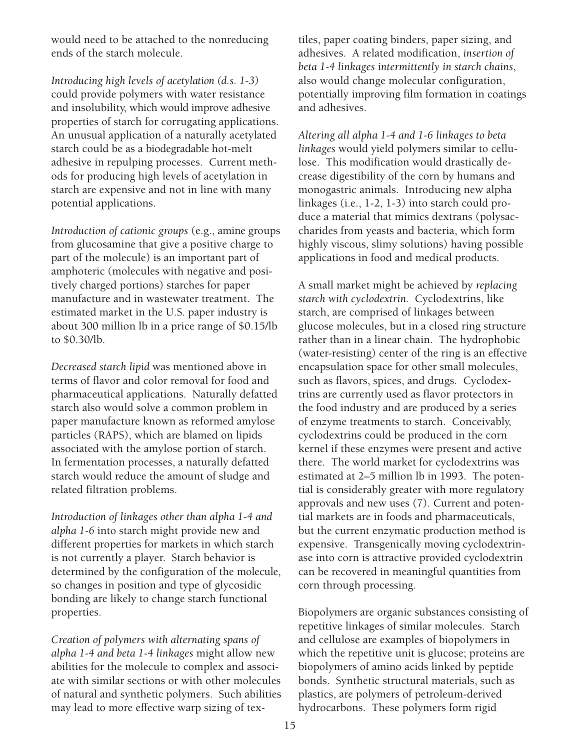would need to be attached to the nonreducing ends of the starch molecule.

*Introducing high levels of acetylation (d.s. 1-3)* could provide polymers with water resistance and insolubility, which would improve adhesive properties of starch for corrugating applications. An unusual application of a naturally acetylated starch could be as a biodegradable hot-melt adhesive in repulping processes. Current methods for producing high levels of acetylation in starch are expensive and not in line with many potential applications.

*Introduction of cationic groups* (e.g., amine groups from glucosamine that give a positive charge to part of the molecule) is an important part of amphoteric (molecules with negative and positively charged portions) starches for paper manufacture and in wastewater treatment. The estimated market in the U.S. paper industry is about 300 million lb in a price range of $0.15/lb to $0.30/lb.

*Decreased starch lipid* was mentioned above in terms of flavor and color removal for food and pharmaceutical applications. Naturally defatted starch also would solve a common problem in paper manufacture known as reformed amylose particles (RAPS), which are blamed on lipids associated with the amylose portion of starch. In fermentation processes, a naturally defatted starch would reduce the amount of sludge and related filtration problems.

*Introduction of linkages other than alpha 1-4 and alpha 1-6* into starch might provide new and different properties for markets in which starch is not currently a player. Starch behavior is determined by the configuration of the molecule, so changes in position and type of glycosidic bonding are likely to change starch functional properties.

*Creation of polymers with alternating spans of alpha 1-4 and beta 1-4 linkages* might allow new abilities for the molecule to complex and associate with similar sections or with other molecules of natural and synthetic polymers. Such abilities may lead to more effective warp sizing of textiles, paper coating binders, paper sizing, and adhesives. A related modification, *insertion of beta 1-4 linkages intermittently in starch chains*, also would change molecular configuration, potentially improving film formation in coatings and adhesives.

*Altering all alpha 1-4 and 1-6 linkages to beta linkages* would yield polymers similar to cellulose. This modification would drastically decrease digestibility of the corn by humans and monogastric animals. Introducing new alpha linkages (i.e., 1-2, 1-3) into starch could produce a material that mimics dextrans (polysaccharides from yeasts and bacteria, which form highly viscous, slimy solutions) having possible applications in food and medical products.

A small market might be achieved by *replacing starch with cyclodextrin.* Cyclodextrins, like starch, are comprised of linkages between glucose molecules, but in a closed ring structure rather than in a linear chain. The hydrophobic (water-resisting) center of the ring is an effective encapsulation space for other small molecules, such as flavors, spices, and drugs. Cyclodextrins are currently used as flavor protectors in the food industry and are produced by a series of enzyme treatments to starch. Conceivably, cyclodextrins could be produced in the corn kernel if these enzymes were present and active there. The world market for cyclodextrins was estimated at 2–5 million lb in 1993. The potential is considerably greater with more regulatory approvals and new uses (7). Current and potential markets are in foods and pharmaceuticals, but the current enzymatic production method is expensive. Transgenically moving cyclodextrinase into corn is attractive provided cyclodextrin can be recovered in meaningful quantities from corn through processing.

Biopolymers are organic substances consisting of repetitive linkages of similar molecules. Starch and cellulose are examples of biopolymers in which the repetitive unit is glucose; proteins are biopolymers of amino acids linked by peptide bonds. Synthetic structural materials, such as plastics, are polymers of petroleum-derived hydrocarbons. These polymers form rigid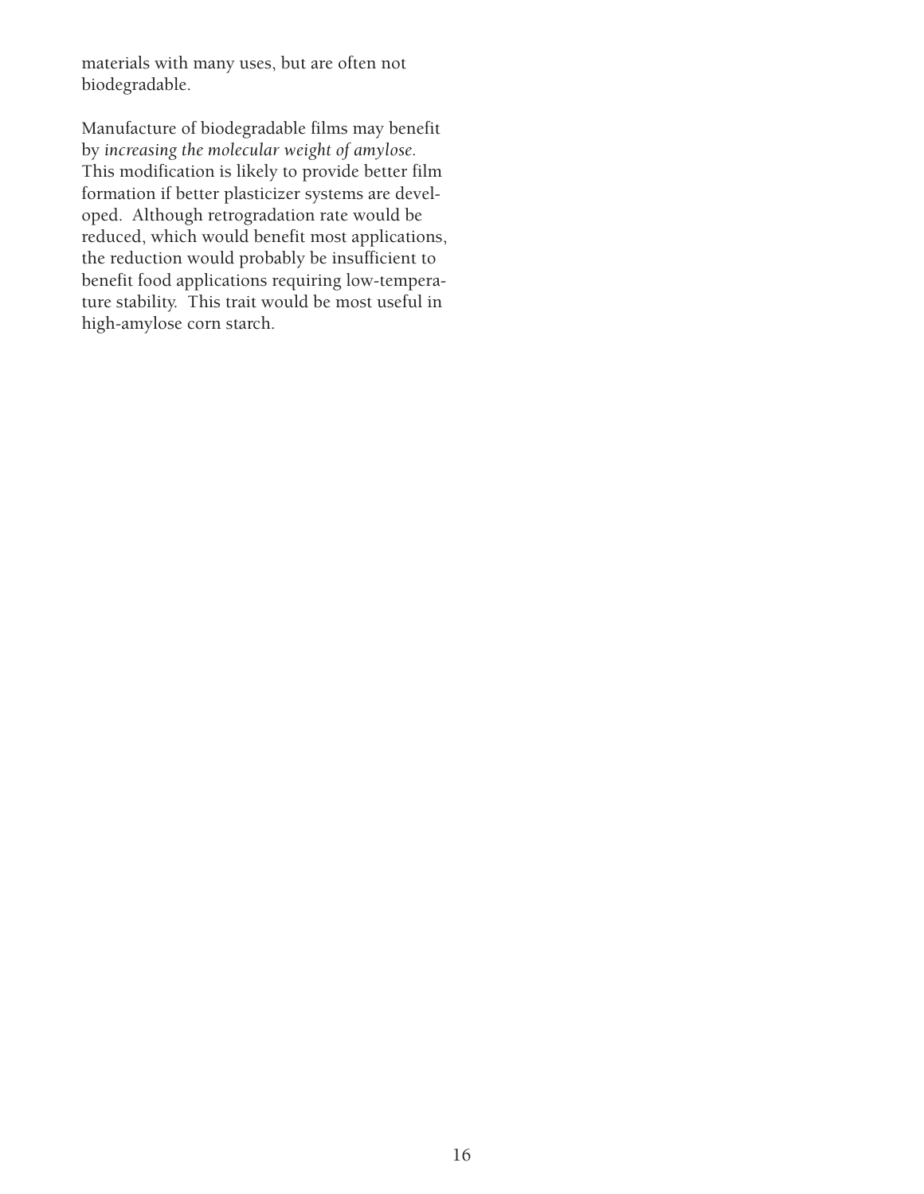materials with many uses, but are often not biodegradable.

Manufacture of biodegradable films may benefit by *increasing the molecular weight of amylose.* This modification is likely to provide better film formation if better plasticizer systems are developed. Although retrogradation rate would be reduced, which would benefit most applications, the reduction would probably be insufficient to benefit food applications requiring low-temperature stability. This trait would be most useful in high-amylose corn starch.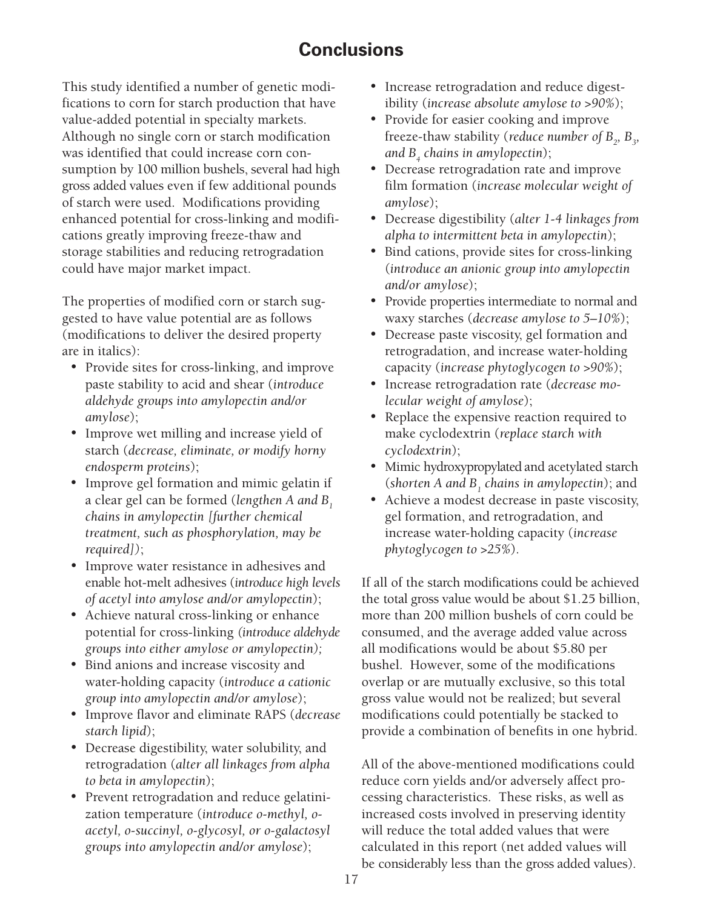# Conclusions

This study identified a number of genetic modifications to corn for starch production that have value-added potential in specialty markets. Although no single corn or starch modification was identified that could increase corn consumption by 100 million bushels, several had high gross added values even if few additional pounds of starch were used. Modifications providing enhanced potential for cross-linking and modifications greatly improving freeze-thaw and storage stabilities and reducing retrogradation could have major market impact.

The properties of modified corn or starch suggested to have value potential are as follows (modifications to deliver the desired property are in italics):

- Provide sites for cross-linking, and improve paste stability to acid and shear (*introduce aldehyde groups into amylopectin and/or amylose*);
- Improve wet milling and increase yield of starch (*decrease, eliminate, or modify horny endosperm proteins*);
- Improve gel formation and mimic gelatin if a clear gel can be formed (*lengthen A and $B_1$ chains in amylopectin [further chemical treatment, such as phosphorylation, may be required]*);
- Improve water resistance in adhesives and enable hot-melt adhesives (*introduce high levels of acetyl into amylose and/or amylopectin*);
- Achieve natural cross-linking or enhance potential for cross-linking *(introduce aldehyde groups into either amylose or amylopectin);*
- Bind anions and increase viscosity and water-holding capacity (*introduce a cationic group into amylopectin and/or amylose*);
- Improve flavor and eliminate RAPS (*decrease starch lipid*);
- Decrease digestibility, water solubility, and retrogradation (*alter all linkages from alpha to beta in amylopectin*);
- Prevent retrogradation and reduce gelatinization temperature (*introduce o-methyl, o-acetyl, o-succinyl, o-glycosyl, or o-galactosyl groups into amylopectin and/or amylose*);
- Increase retrogradation and reduce digestibility (*increase absolute amylose to >90%*);
- Provide for easier cooking and improve freeze-thaw stability (*reduce number of $B_2$, $B_3$, and $B_4$ chains in amylopectin*);
- Decrease retrogradation rate and improve film formation (*increase molecular weight of amylose*);
- Decrease digestibility (*alter 1-4 linkages from alpha to intermittent beta in amylopectin*);
- Bind cations, provide sites for cross-linking (*introduce an anionic group into amylopectin and/or amylose*);
- Provide properties intermediate to normal and waxy starches (*decrease amylose to 5–10%*);
- Decrease paste viscosity, gel formation and retrogradation, and increase water-holding capacity (*increase phytoglycogen to >90%*);
- Increase retrogradation rate (*decrease molecular weight of amylose*);
- Replace the expensive reaction required to make cyclodextrin (*replace starch with cyclodextrin*);
- Mimic hydroxypropylated and acetylated starch (*shorten A and $B_1$ chains in amylopectin*); and
- Achieve a modest decrease in paste viscosity, gel formation, and retrogradation, and increase water-holding capacity (*increase phytoglycogen to >25%*).

If all of the starch modifications could be achieved the total gross value would be about $1.25 billion, more than 200 million bushels of corn could be consumed, and the average added value across all modifications would be about $5.80 per bushel. However, some of the modifications overlap or are mutually exclusive, so this total gross value would not be realized; but several modifications could potentially be stacked to provide a combination of benefits in one hybrid.

All of the above-mentioned modifications could reduce corn yields and/or adversely affect processing characteristics. These risks, as well as increased costs involved in preserving identity will reduce the total added values that were calculated in this report (net added values will be considerably less than the gross added values).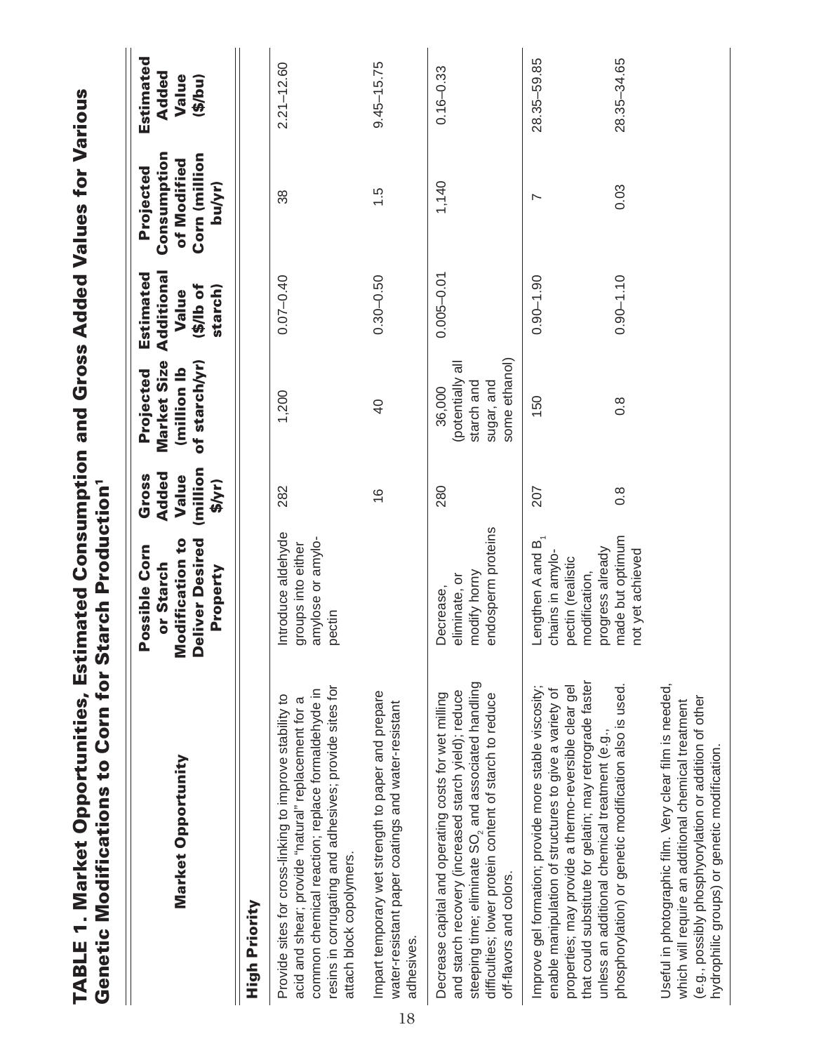# TABLE 1. Market Opportunities, Estimated Consumption and Gross Added Values for Various Genetic Modifications to Corn for Starch Production[1]

| Market Opportunity | Possible Corn or Starch Modification to Deliver Desired Property | Gross Added Value (million $/yr) | Projected Market Size (million lb of starch/yr) | Estimated Additional Value ($/lb of starch) | Projected Consumption of Modified Corn (million bu/yr) | Estimated Added Value ($/bu) |
|---|---|---|---|---|---|---|
| **High Priority** | | | | | | |
| Provide sites for cross-linking to improve stability to acid and shear; provide "natural" replacement for a common chemical reaction; replace formaldehyde in resins in corrugating and adhesives; provide sites for attach block copolymers. | Introduce aldehyde groups into either amylose or amylopectin | 282 | 1,200 | 0.07–0.40 | 38 | 2.21–12.60 |
| Impart temporary wet strength to paper and prepare water-resistant paper coatings and water-resistant adhesives. | | 16 | 40 | 0.30–0.50 | 1.5 | 9.45–15.75 |
| Decrease capital and operating costs for wet milling and starch recovery (increased starch yield); reduce steeping time; eliminate $SO_2$ and associated handling difficulties; lower protein content of starch to reduce off-flavors and colors. | Decrease, eliminate, or modify horny endosperm proteins | 280 | 36,000 (potentially all starch and sugar, and some ethanol) | 0.005–0.01 | 1,140 | 0.16–0.33 |
| Improve gel formation; provide more stable viscosity; enable manipulation of structures to give a variety of properties; may provide a thermo-reversible clear gel that could substitute for gelatin; may retrograde faster unless an additional chemical treatment (e.g., phosphorylation) or genetic modification also is used. | Lengthen A and $B_1$ chains in amylopectin (realistic modification, progress already made but optimum not yet achieved | 207 | 150 | 0.90–1.90 | 7 | 28.35–59.85 |
| Useful in photographic film. Very clear film is needed, which will require an additional chemical treatment (e.g., possibly phosphoryolation or addition of other hydrophilic groups) or genetic modification. | | 0.8 | 0.8 | 0.90–1.10 | 0.03 | 28.35–34.65 |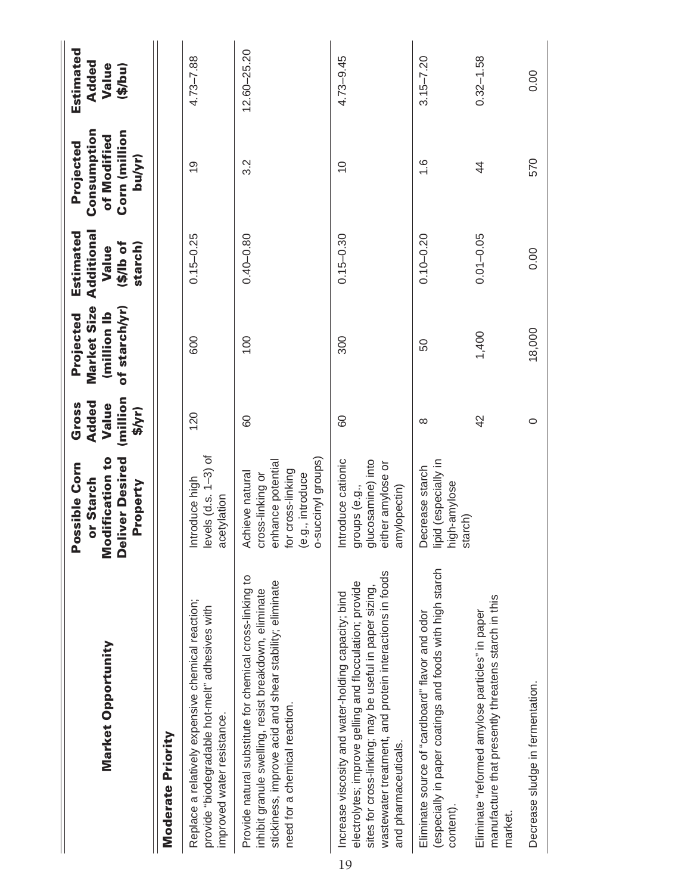| Market Opportunity | Possible Corn or Starch Modification to Deliver Desired Property | Gross Added Value (million $/yr) | Projected Market Size (million lb of starch/yr) | Estimated Additional Value ($/lb of starch) | Projected Consumption of Modified Corn (million bu/yr) | Estimated Added Value ($/bu) |
|---|---|---|---|---|---|---|
| **Moderate Priority** | | | | | | |
| Replace a relatively expensive chemical reaction; provide "biodegradable hot-melt" adhesives with improved water resistance. | Introduce high levels (d.s. 1–3) of acetylation | 120 | 600 | 0.15–0.25 | 19 | 4.73–7.88 |
| Provide natural substitute for chemical cross-linking to inhibit granule swelling, resist breakdown, eliminate stickiness, improve acid and shear stability; eliminate need for a chemical reaction. | Achieve natural cross-linking or enhance potential for cross-linking (e.g., introduce o-succinyl groups) | 60 | 100 | 0.40–0.80 | 3.2 | 12.60–25.20 |
| Increase viscosity and water-holding capacity; bind electrolytes; improve gelling and flocculation; provide sites for cross-linking; may be useful in paper sizing, wastewater treatment, and protein interactions in foods and pharmaceuticals. | Introduce cationic groups (e.g., glucosamine) into either amylose or amylopectin) | 60 | 300 | 0.15–0.30 | 10 | 4.73–9.45 |
| Eliminate source of "cardboard" flavor and odor (especially in paper coatings and foods with high starch content). | Decrease starch lipid (especially in high-amylose starch) | 8 | 50 | 0.10–0.20 | 1.6 | 3.15–7.20 |
| Eliminate "reformed amylose particles" in paper manufacture that presently threatens starch in this market. | | 42 | 1,400 | 0.01–0.05 | 44 | 0.32–1.58 |
| Decrease sludge in fermentation. | | 0 | 18,000 | 0.00 | 570 | 0.00 |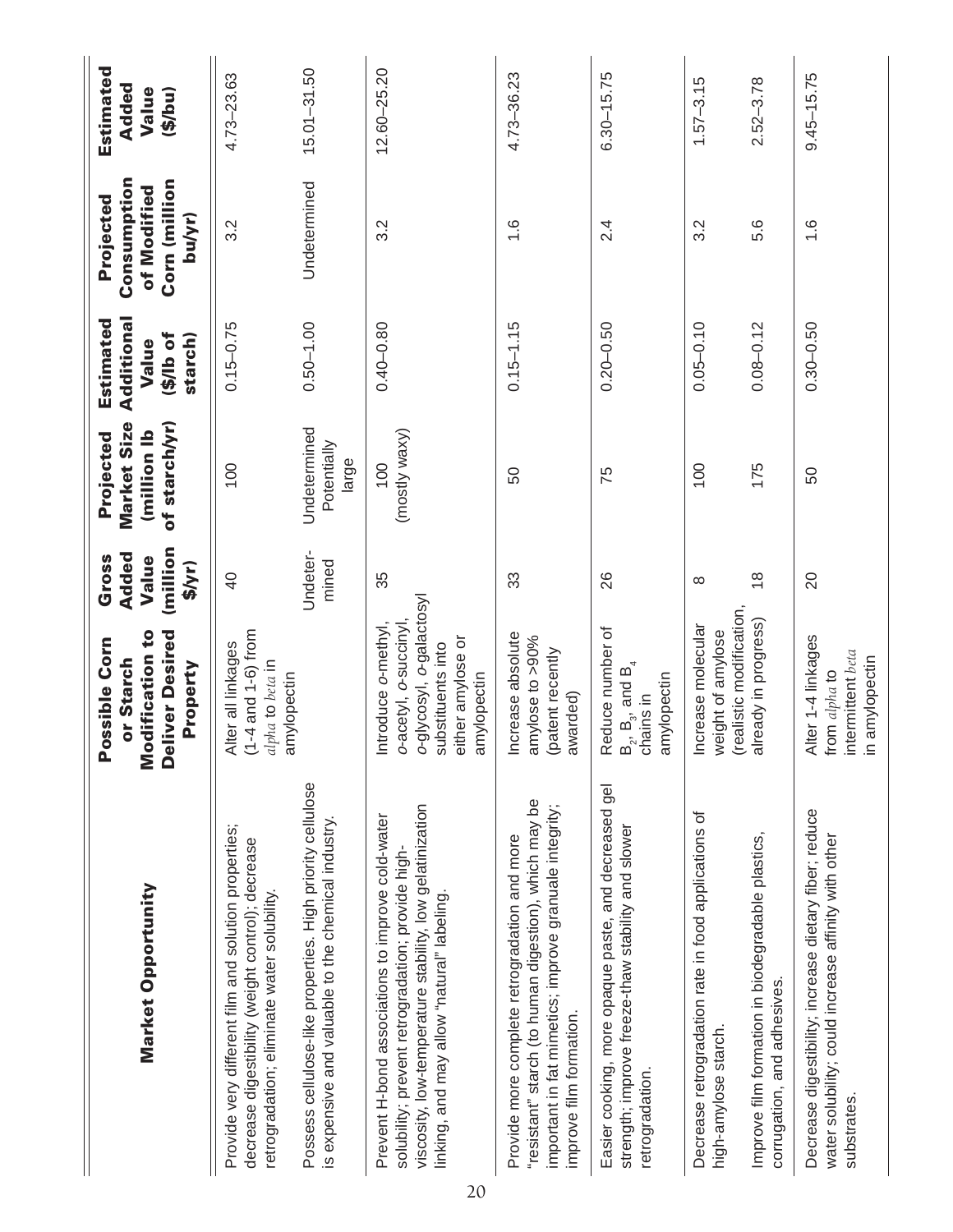| Market Opportunity | Possible Corn or Starch Modification to Deliver Desired Property | Gross Added Value (million $/yr) | Projected Market Size (million lb of starch/yr) | Estimated Additional Value ($/lb of starch) | Projected Consumption of Modified Corn (million bu/yr) | Estimated Added Value ($/bu) |
|---|---|---|---|---|---|---|
| Provide very different film and solution properties; decrease digestibility (weight control); decrease retrogradation; eliminate water solubility. | Alter all linkages (1-4 and 1-6) from *alpha* to *beta* in amylopectin | 40 | 100 | 0.15–0.75 | 3.2 | 4.73–23.63 |
| Possess cellulose-like properties. High priority cellulose is expensive and valuable to the chemical industry. | | Undetermined | Undetermined Potentially large | 0.50–1.00 | Undetermined | 15.01–31.50 |
| Prevent H-bond associations to improve cold-water solubility; prevent retrogradation; provide high-viscosity, low-temperature stability, low gelatinization linking, and may allow "natural" labeling. | Introduce *o*-methyl, *o*-acetyl, *o*-succinyl, *o*-glycosyl, *o*-galactosyl substituents into either amylose or amylopectin | 35 | 100 (mostly waxy) | 0.40–0.80 | 3.2 | 12.60–25.20 |
| Provide more complete retrogradation and more "resistant" starch (to human digestion), which may be important in fat mimetics; improve granule integrity; improve film formation. | Increase absolute amylose to >90% (patent recently awarded) | 33 | 50 | 0.15–1.15 | 1.6 | 4.73–36.23 |
| Easier cooking, more opaque paste, and decreased gel strength; improve freeze-thaw stability and slower retrogradation. | Reduce number of $B_2$, $B_3$, and $B_4$ chains in amylopectin | 26 | 75 | 0.20–0.50 | 2.4 | 6.30–15.75 |
| Decrease retrogradation rate in food applications of high-amylose starch. | Increase molecular weight of amylose (realistic modification, already in progress) | 8 | 100 | 0.05–0.10 | 3.2 | 1.57–3.15 |
| Improve film formation in biodegradable plastics, corrugation, and adhesives. | | 18 | 175 | 0.08–0.12 | 5.6 | 2.52–3.78 |
| Decrease digestibility; increase dietary fiber; reduce water solubility; could increase affinity with other substrates. | Alter 1-4 linkages from *alpha* to intermittent *beta* in amylopectin | 20 | 50 | 0.30–0.50 | 1.6 | 9.45–15.75 |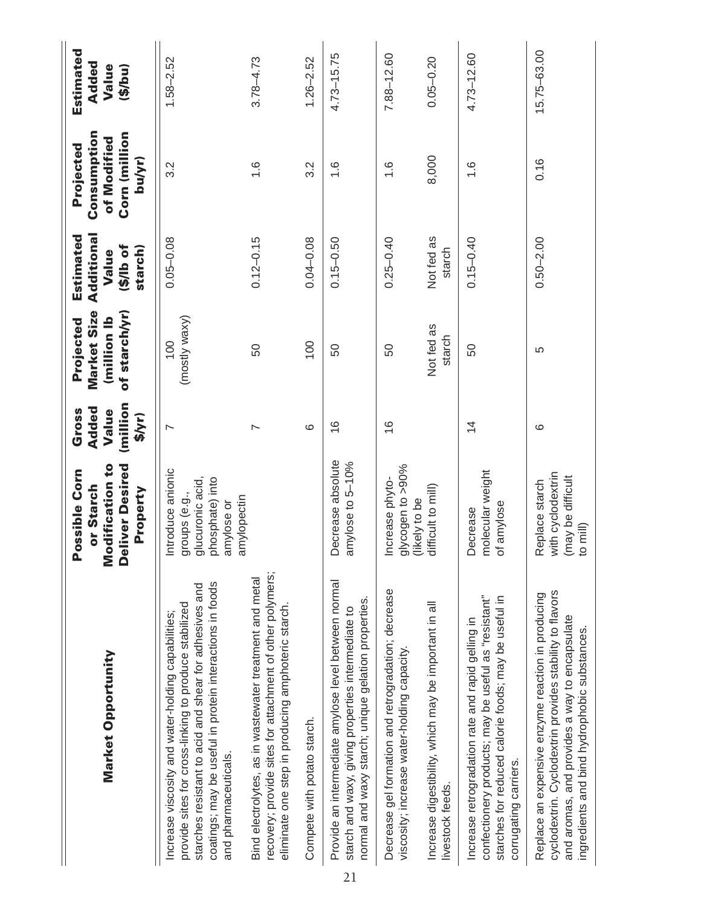| Market Opportunity | Possible Corn or Starch Modification to Deliver Desired Property | Gross Added Value (million $/yr) | Projected Market Size (million lb of starch/yr) | Estimated Additional Value ($/lb of starch) | Projected Consumption of Modified Corn (million bu/yr) | Estimated Added Value ($/bu) |
|---|---|---|---|---|---|---|
| Increase viscosity and water-holding capabilities; provide sites for cross-linking to produce stabilized starches resistant to acid and shear for adhesives and coatings; may be useful in protein interactions in foods and pharmaceuticals. | Introduce anionic groups (e.g., glucuronic acid, phosphate) into amylose or amylopectin | 7 | 100 (mostly waxy) | 0.05–0.08 | 3.2 | 1.58–2.52 |
| Bind electrolytes, as in wastewater treatment and metal recovery; provide sites for attachment of other polymers; eliminate one step in producing amphoteric starch. | | 7 | 50 | 0.12–0.15 | 1.6 | 3.78–4.73 |
| Compete with potato starch. | | 6 | 100 | 0.04–0.08 | 3.2 | 1.26–2.52 |
| Provide an intermediate amylose level between normal starch and waxy, giving properties intermediate to normal and waxy starch; unique gelation properties. | Decrease absolute amylose to 5–10% | 16 | 50 | 0.15–0.50 | 1.6 | 4.73–15.75 |
| Decrease gel formation and retrogradation; decrease viscosity; increase water-holding capacity. | Increase phyto-glycogen to >90% (likely to be difficult to mill) | 16 | 50 | 0.25–0.40 | 1.6 | 7.88–12.60 |
| Increase digestibility, which may be important in all livestock feeds. | | | Not fed as starch | Not fed as starch | 8,000 | 0.05–0.20 |
| Increase retrogradation rate and rapid gelling in confectionery products; may be useful as "resistant" starches for reduced calorie foods; may be useful in corrugating carriers. | Decrease molecular weight of amylose | 14 | 50 | 0.15–0.40 | 1.6 | 4.73–12.60 |
| Replace an expensive enzyme reaction in producing cyclodextrin. Cyclodextrin provides stability to flavors and aromas, and provides a way to encapsulate ingredients and bind hydrophobic substances. | Replace starch with cyclodextrin (may be difficult to mill) | 6 | 5 | 0.50–2.00 | 0.16 | 15.75–63.00 |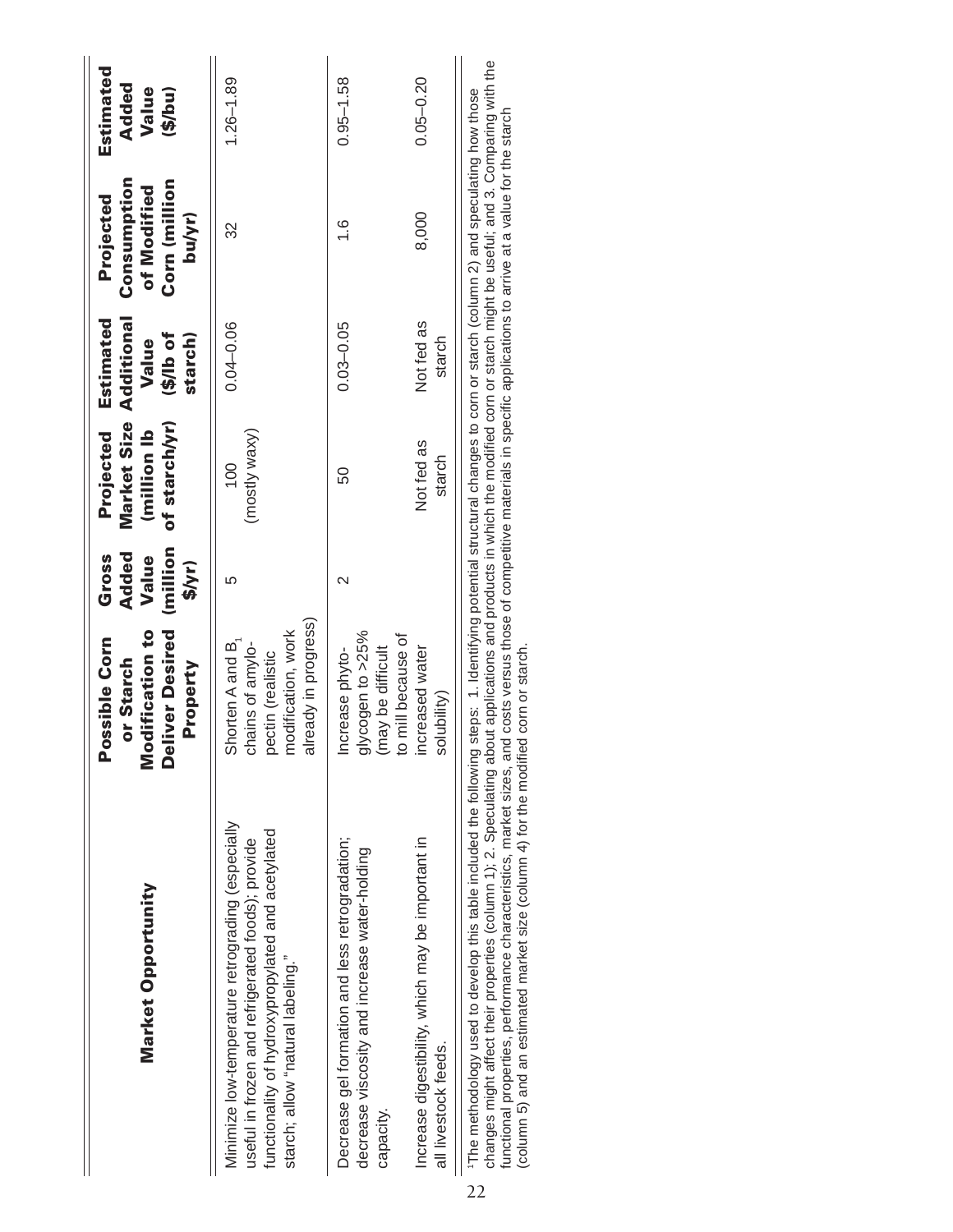| Market Opportunity | Possible Corn or Starch Modification to Deliver Desired Property | Gross Added Value (million $/yr) | Projected Market Size (million lb of starch/yr) | Estimated Additional Value ($/lb of starch) | Projected Consumption of Modified Corn (million bu/yr) | Estimated Added Value ($/bu) |
|---|---|---|---|---|---|---|
| Minimize low-temperature retrograding (especially useful in frozen and refrigerated foods); provide functionality of hydroxypropylated and acetylated starch; allow "natural labeling." | Shorten A and $B_1$ chains of amylopectin (realistic modification, work already in progress) | 5 | 100 (mostly waxy) | 0.04–0.06 | 32 | 1.26–1.89 |
| Decrease gel formation and less retrogradation; decrease viscosity and increase water-holding capacity. | Increase phytoglycogen to >25% (may be difficult to mill because of increased water solubility) | 2 | 50 | 0.03–0.05 | 1.6 | 0.95–1.58 |
| Increase digestibility, which may be important in all livestock feeds. | | | Not fed as starch | Not fed as starch | 8,000 | 0.05–0.20 |

[1]The methodology used to develop this table included the following steps: 1. Identifying potential structural changes to corn or starch (column 2) and speculating how those changes might affect their properties (column 1); 2. Speculating about applications and products in which the modified corn or starch might be useful; and 3. Comparing with the functional properties, performance characteristics, market sizes, and costs versus those of competitive materials in specific applications to arrive at a value for the starch (column 5) and an estimated market size (column 4) for the modified corn or starch.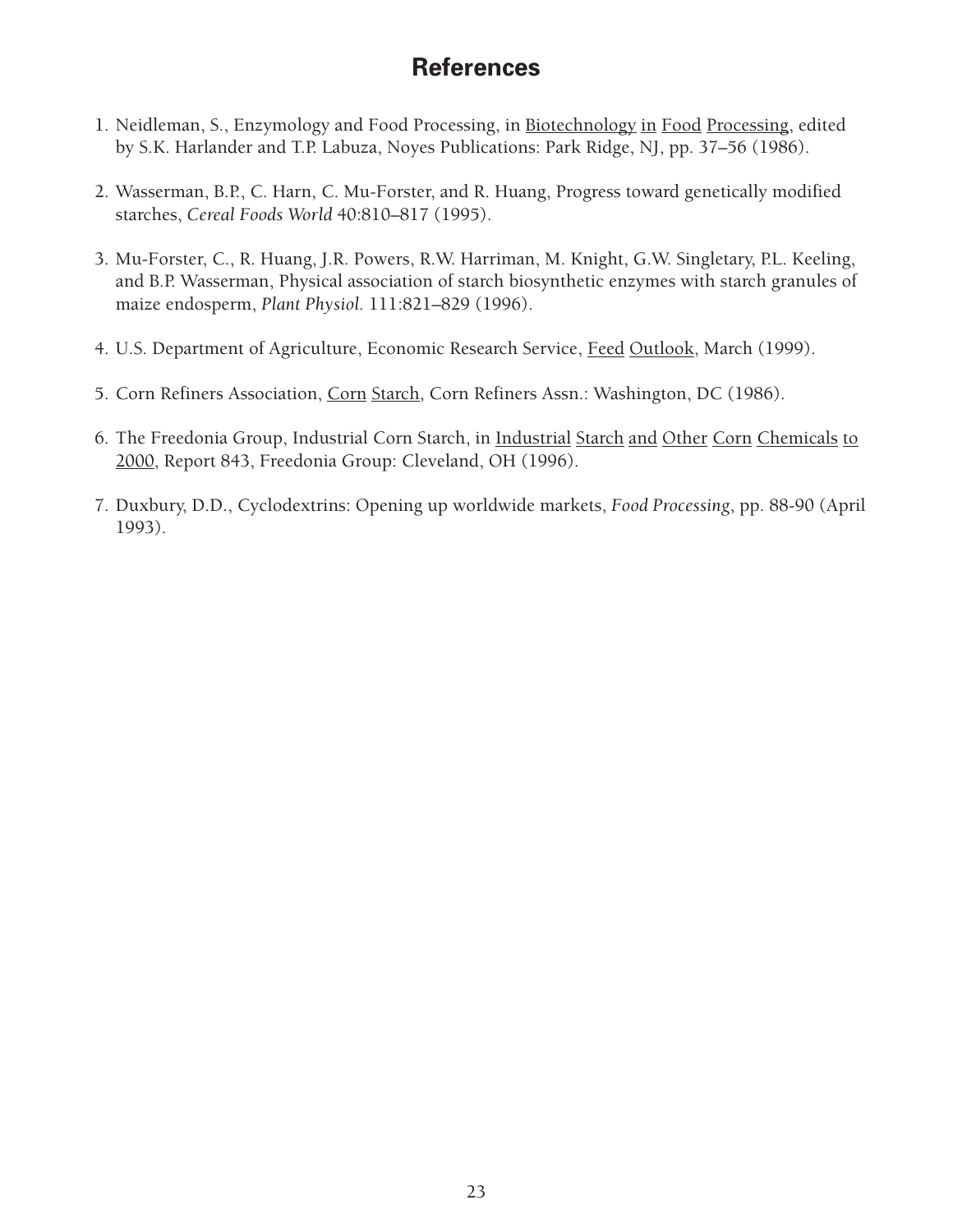# References

1. Neidleman, S., Enzymology and Food Processing, in <u>Biotechnology in Food Processing</u>, edited by S.K. Harlander and T.P. Labuza, Noyes Publications: Park Ridge, NJ, pp. 37–56 (1986).

2. Wasserman, B.P., C. Harn, C. Mu-Forster, and R. Huang, Progress toward genetically modified starches, *Cereal Foods World* 40:810–817 (1995).

3. Mu-Forster, C., R. Huang, J.R. Powers, R.W. Harriman, M. Knight, G.W. Singletary, P.L. Keeling, and B.P. Wasserman, Physical association of starch biosynthetic enzymes with starch granules of maize endosperm, *Plant Physiol.* 111:821–829 (1996).

4. U.S. Department of Agriculture, Economic Research Service, <u>Feed Outlook</u>, March (1999).

5. Corn Refiners Association, <u>Corn Starch</u>, Corn Refiners Assn.: Washington, DC (1986).

6. The Freedonia Group, Industrial Corn Starch, in <u>Industrial Starch and Other Corn Chemicals to 2000</u>, Report 843, Freedonia Group: Cleveland, OH (1996).

7. Duxbury, D.D., Cyclodextrins: Opening up worldwide markets, *Food Processing*, pp. 88-90 (April 1993).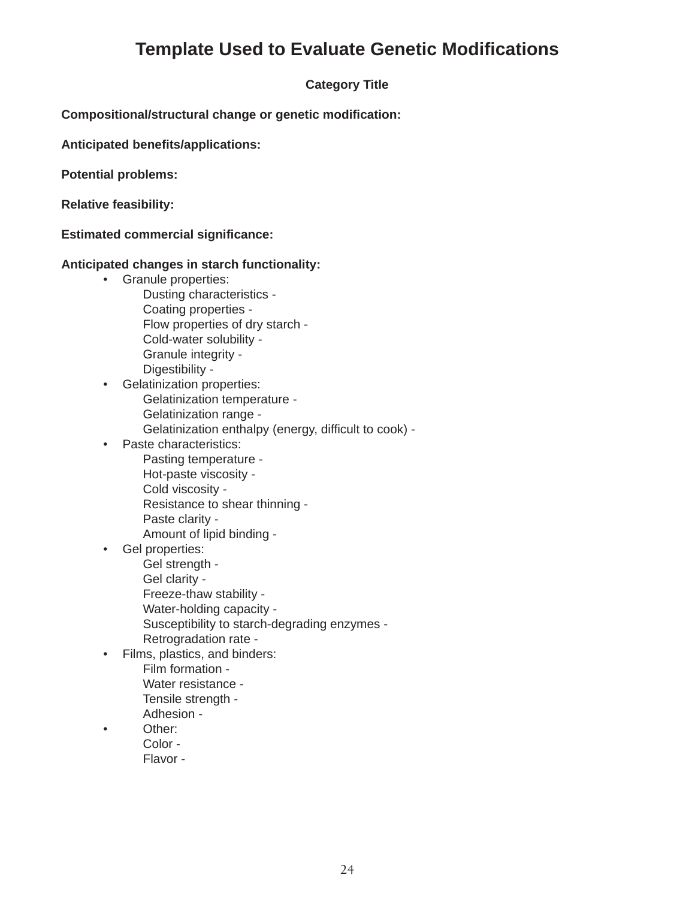# Template Used to Evaluate Genetic Modifications

**Category Title**

**Compositional/structural change or genetic modification:**

**Anticipated benefits/applications:**

**Potential problems:**

**Relative feasibility:**

**Estimated commercial significance:**

**Anticipated changes in starch functionality:**

- Granule properties:
  - Dusting characteristics -
  - Coating properties -
  - Flow properties of dry starch -
  - Cold-water solubility -
  - Granule integrity -
  - Digestibility -
- Gelatinization properties:
  - Gelatinization temperature -
  - Gelatinization range -
  - Gelatinization enthalpy (energy, difficult to cook) -
- Paste characteristics:
  - Pasting temperature -
  - Hot-paste viscosity -
  - Cold viscosity -
  - Resistance to shear thinning -
  - Paste clarity -
  - Amount of lipid binding -
- Gel properties:
  - Gel strength -
  - Gel clarity -
  - Freeze-thaw stability -
  - Water-holding capacity -
  - Susceptibility to starch-degrading enzymes -
  - Retrogradation rate -
- Films, plastics, and binders:
  - Film formation -
  - Water resistance -
  - Tensile strength -
  - Adhesion -
- Other:
  - Color -
  - Flavor -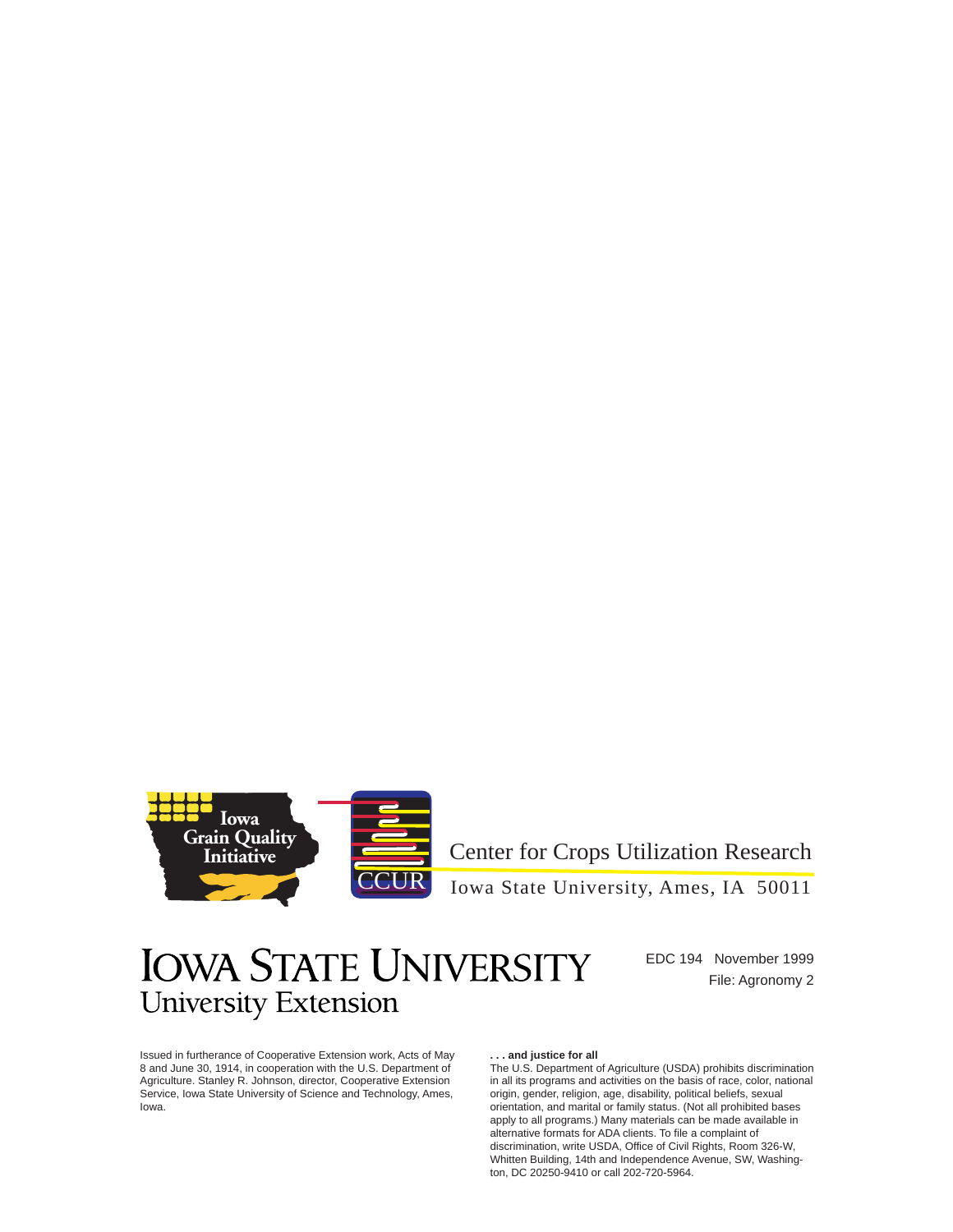Iowa Grain Quality Initiative

CCUR

Center for Crops Utilization Research

Iowa State University, Ames, IA 50011

IOWA STATE UNIVERSITY
University Extension

EDC 194 November 1999
File: Agronomy 2

Issued in furtherance of Cooperative Extension work, Acts of May 8 and June 30, 1914, in cooperation with the U.S. Department of Agriculture. Stanley R. Johnson, director, Cooperative Extension Service, Iowa State University of Science and Technology, Ames, Iowa.

**. . . and justice for all**
The U.S. Department of Agriculture (USDA) prohibits discrimination in all its programs and activities on the basis of race, color, national origin, gender, religion, age, disability, political beliefs, sexual orientation, and marital or family status. (Not all prohibited bases apply to all programs.) Many materials can be made available in alternative formats for ADA clients. To file a complaint of discrimination, write USDA, Office of Civil Rights, Room 326-W, Whitten Building, 14th and Independence Avenue, SW, Washington, DC 20250-9410 or call 202-720-5964.